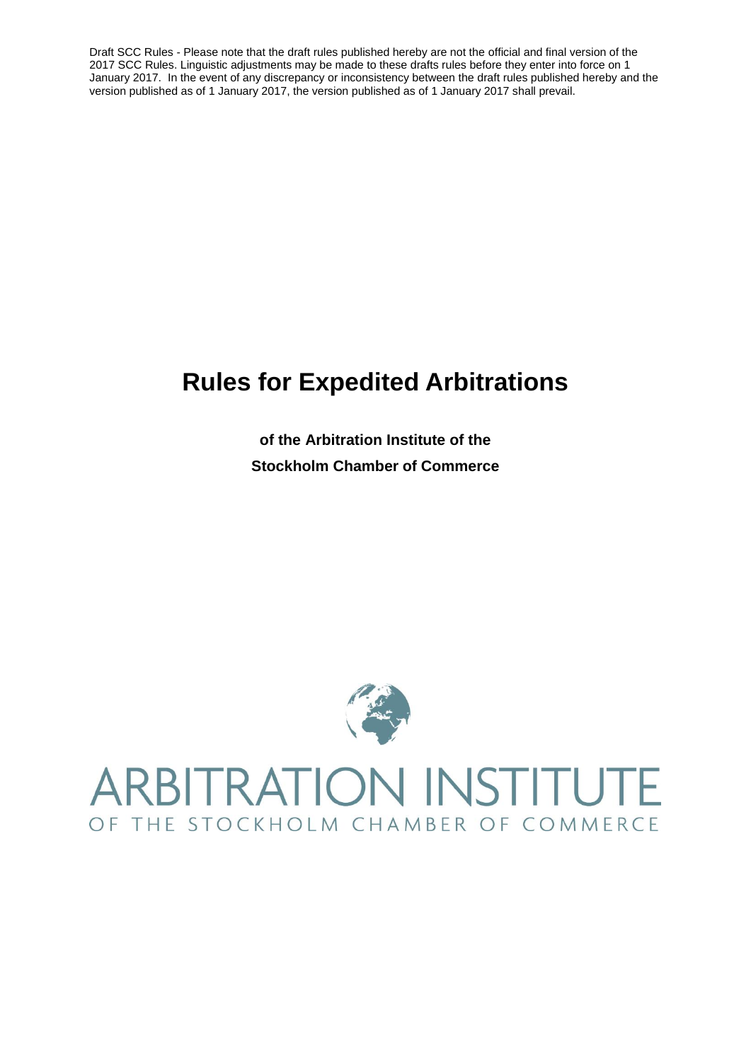Draft SCC Rules - Please note that the draft rules published hereby are not the official and final version of the 2017 SCC Rules. Linguistic adjustments may be made to these drafts rules before they enter into force on 1 January 2017. In the event of any discrepancy or inconsistency between the draft rules published hereby and the version published as of 1 January 2017, the version published as of 1 January 2017 shall prevail.

# Rules for Expedited Arbitrations

**of the Arbitration Institute of the Stockholm Chamber of Commerce**

ARBITRATION INSTITUTE
OF THE STOCKHOLM CHAMBER OF COMMERCE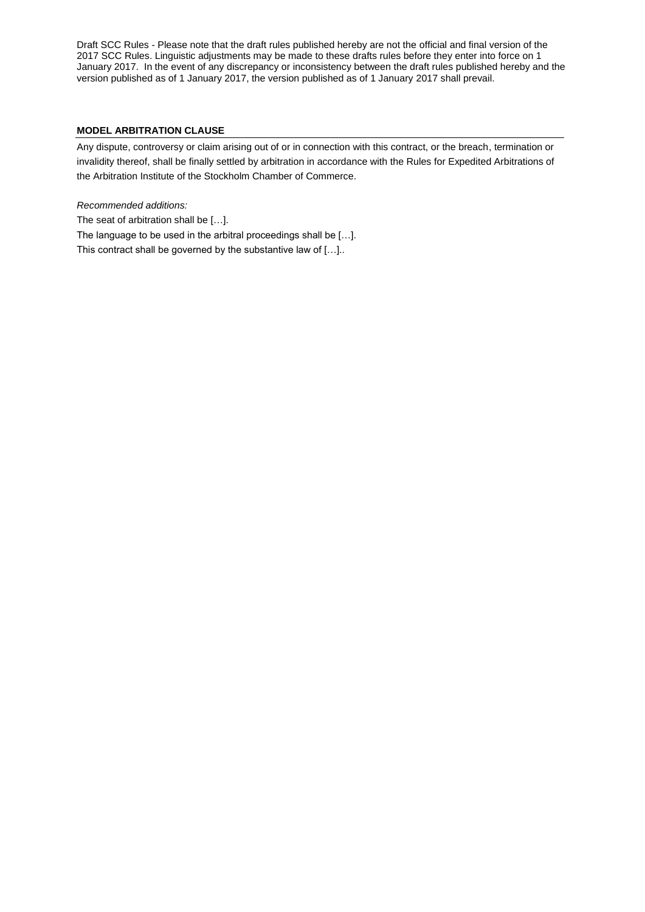Draft SCC Rules - Please note that the draft rules published hereby are not the official and final version of the 2017 SCC Rules. Linguistic adjustments may be made to these drafts rules before they enter into force on 1 January 2017. In the event of any discrepancy or inconsistency between the draft rules published hereby and the version published as of 1 January 2017, the version published as of 1 January 2017 shall prevail.

## MODEL ARBITRATION CLAUSE

Any dispute, controversy or claim arising out of or in connection with this contract, or the breach, termination or invalidity thereof, shall be finally settled by arbitration in accordance with the Rules for Expedited Arbitrations of the Arbitration Institute of the Stockholm Chamber of Commerce.

*Recommended additions:*

The seat of arbitration shall be […].

The language to be used in the arbitral proceedings shall be […].

This contract shall be governed by the substantive law of […]..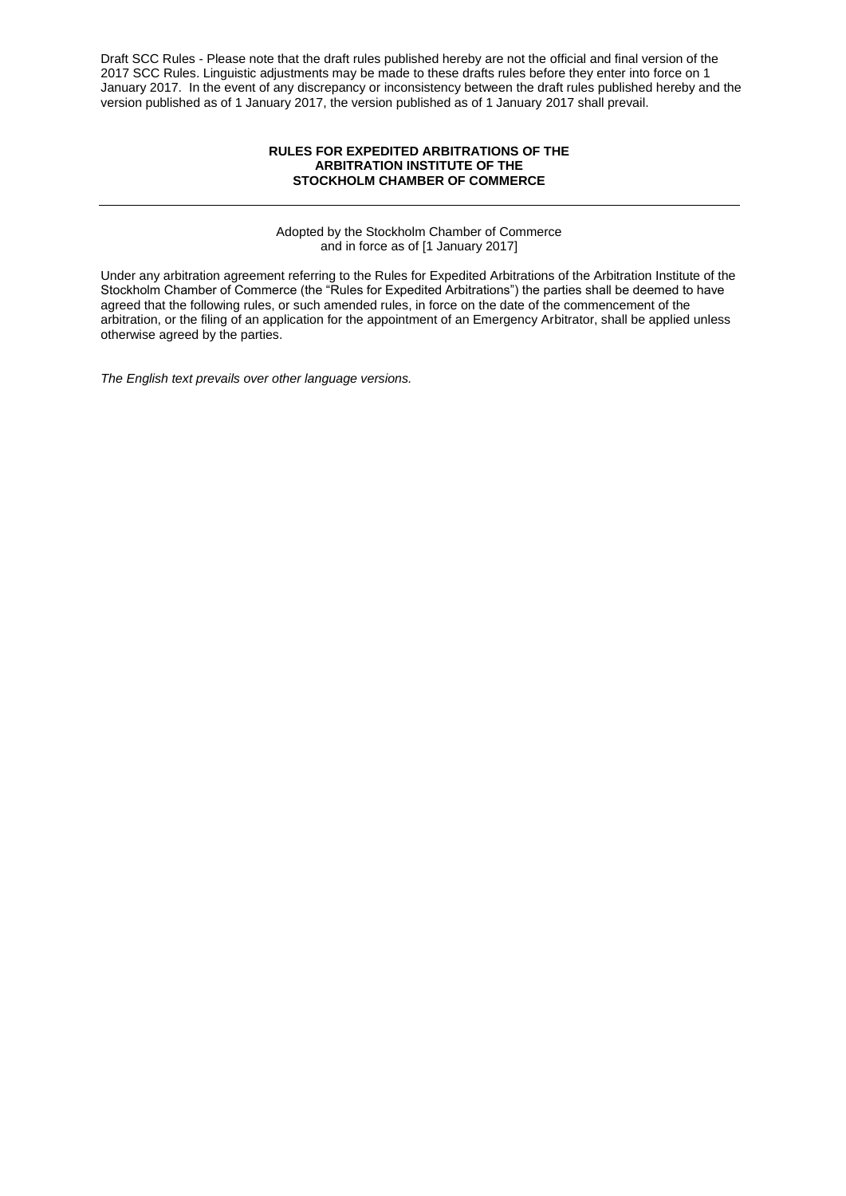Draft SCC Rules - Please note that the draft rules published hereby are not the official and final version of the 2017 SCC Rules. Linguistic adjustments may be made to these drafts rules before they enter into force on 1 January 2017. In the event of any discrepancy or inconsistency between the draft rules published hereby and the version published as of 1 January 2017, the version published as of 1 January 2017 shall prevail.

# RULES FOR EXPEDITED ARBITRATIONS OF THE ARBITRATION INSTITUTE OF THE STOCKHOLM CHAMBER OF COMMERCE

---

Adopted by the Stockholm Chamber of Commerce and in force as of [1 January 2017]

Under any arbitration agreement referring to the Rules for Expedited Arbitrations of the Arbitration Institute of the Stockholm Chamber of Commerce (the "Rules for Expedited Arbitrations") the parties shall be deemed to have agreed that the following rules, or such amended rules, in force on the date of the commencement of the arbitration, or the filing of an application for the appointment of an Emergency Arbitrator, shall be applied unless otherwise agreed by the parties.

*The English text prevails over other language versions.*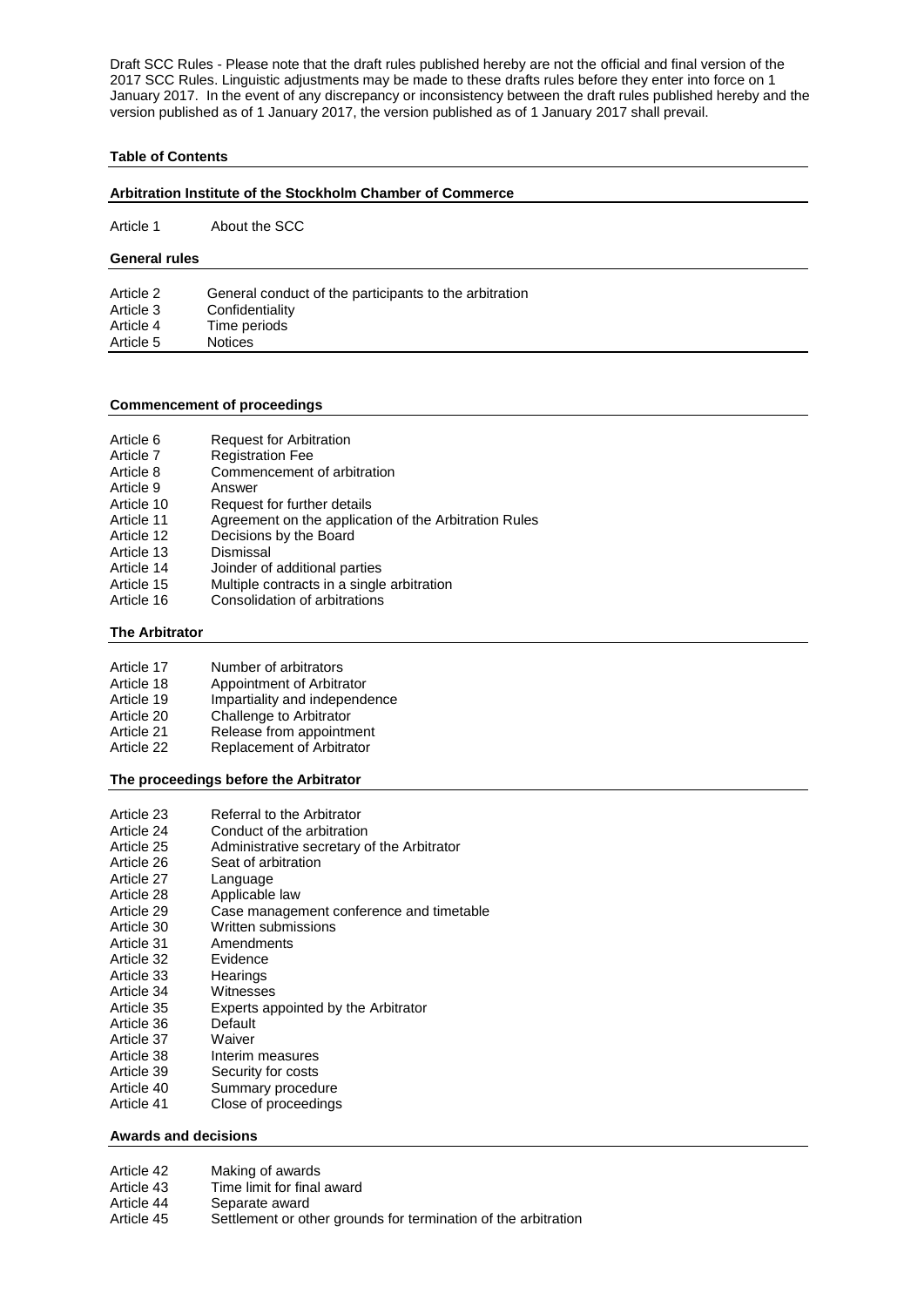Draft SCC Rules - Please note that the draft rules published hereby are not the official and final version of the 2017 SCC Rules. Linguistic adjustments may be made to these drafts rules before they enter into force on 1 January 2017. In the event of any discrepancy or inconsistency between the draft rules published hereby and the version published as of 1 January 2017, the version published as of 1 January 2017 shall prevail.

**Table of Contents**

**Arbitration Institute of the Stockholm Chamber of Commerce**

Article 1 About the SCC

**General rules**

Article 2 General conduct of the participants to the arbitration
Article 3 Confidentiality
Article 4 Time periods
Article 5 Notices

**Commencement of proceedings**

Article 6 Request for Arbitration
Article 7 Registration Fee
Article 8 Commencement of arbitration
Article 9 Answer
Article 10 Request for further details
Article 11 Agreement on the application of the Arbitration Rules
Article 12 Decisions by the Board
Article 13 Dismissal
Article 14 Joinder of additional parties
Article 15 Multiple contracts in a single arbitration
Article 16 Consolidation of arbitrations

**The Arbitrator**

Article 17 Number of arbitrators
Article 18 Appointment of Arbitrator
Article 19 Impartiality and independence
Article 20 Challenge to Arbitrator
Article 21 Release from appointment
Article 22 Replacement of Arbitrator

**The proceedings before the Arbitrator**

Article 23 Referral to the Arbitrator
Article 24 Conduct of the arbitration
Article 25 Administrative secretary of the Arbitrator
Article 26 Seat of arbitration
Article 27 Language
Article 28 Applicable law
Article 29 Case management conference and timetable
Article 30 Written submissions
Article 31 Amendments
Article 32 Evidence
Article 33 Hearings
Article 34 Witnesses
Article 35 Experts appointed by the Arbitrator
Article 36 Default
Article 37 Waiver
Article 38 Interim measures
Article 39 Security for costs
Article 40 Summary procedure
Article 41 Close of proceedings

**Awards and decisions**

Article 42 Making of awards
Article 43 Time limit for final award
Article 44 Separate award
Article 45 Settlement or other grounds for termination of the arbitration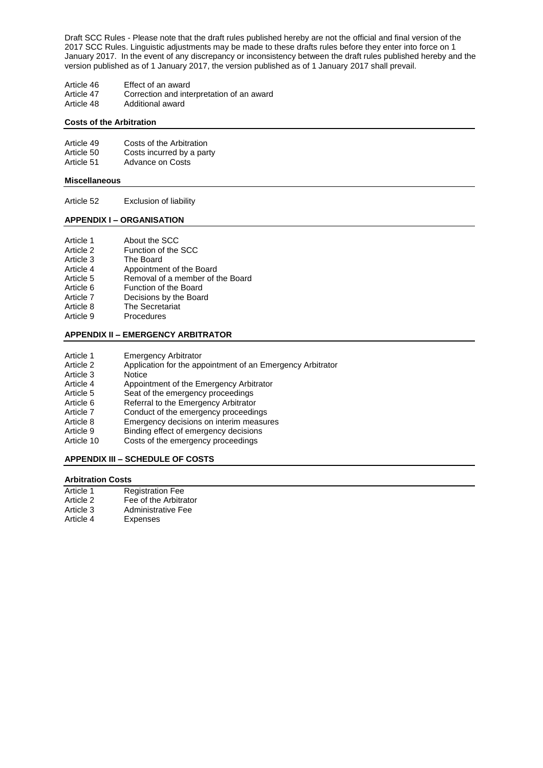Draft SCC Rules - Please note that the draft rules published hereby are not the official and final version of the 2017 SCC Rules. Linguistic adjustments may be made to these drafts rules before they enter into force on 1 January 2017. In the event of any discrepancy or inconsistency between the draft rules published hereby and the version published as of 1 January 2017, the version published as of 1 January 2017 shall prevail.

| | |
|---|---|
| Article 46 | Effect of an award |
| Article 47 | Correction and interpretation of an award |
| Article 48 | Additional award |

**Costs of the Arbitration**

| | |
|---|---|
| Article 49 | Costs of the Arbitration |
| Article 50 | Costs incurred by a party |
| Article 51 | Advance on Costs |

**Miscellaneous**

| | |
|---|---|
| Article 52 | Exclusion of liability |

**APPENDIX I – ORGANISATION**

| | |
|---|---|
| Article 1 | About the SCC |
| Article 2 | Function of the SCC |
| Article 3 | The Board |
| Article 4 | Appointment of the Board |
| Article 5 | Removal of a member of the Board |
| Article 6 | Function of the Board |
| Article 7 | Decisions by the Board |
| Article 8 | The Secretariat |
| Article 9 | Procedures |

**APPENDIX II – EMERGENCY ARBITRATOR**

| | |
|---|---|
| Article 1 | Emergency Arbitrator |
| Article 2 | Application for the appointment of an Emergency Arbitrator |
| Article 3 | Notice |
| Article 4 | Appointment of the Emergency Arbitrator |
| Article 5 | Seat of the emergency proceedings |
| Article 6 | Referral to the Emergency Arbitrator |
| Article 7 | Conduct of the emergency proceedings |
| Article 8 | Emergency decisions on interim measures |
| Article 9 | Binding effect of emergency decisions |
| Article 10 | Costs of the emergency proceedings |

**APPENDIX III – SCHEDULE OF COSTS**

**Arbitration Costs**

| | |
|---|---|
| Article 1 | Registration Fee |
| Article 2 | Fee of the Arbitrator |
| Article 3 | Administrative Fee |
| Article 4 | Expenses |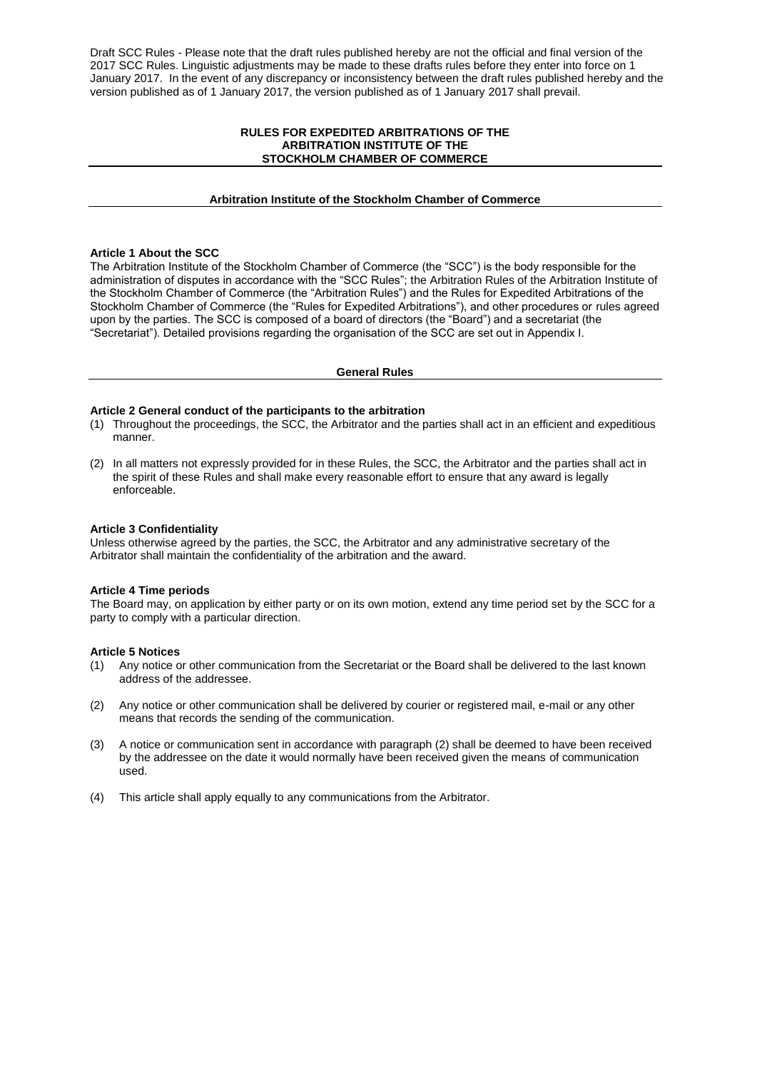Draft SCC Rules - Please note that the draft rules published hereby are not the official and final version of the 2017 SCC Rules. Linguistic adjustments may be made to these drafts rules before they enter into force on 1 January 2017. In the event of any discrepancy or inconsistency between the draft rules published hereby and the version published as of 1 January 2017, the version published as of 1 January 2017 shall prevail.

# RULES FOR EXPEDITED ARBITRATIONS OF THE ARBITRATION INSTITUTE OF THE STOCKHOLM CHAMBER OF COMMERCE

## Arbitration Institute of the Stockholm Chamber of Commerce

**Article 1 About the SCC**

The Arbitration Institute of the Stockholm Chamber of Commerce (the "SCC") is the body responsible for the administration of disputes in accordance with the "SCC Rules"; the Arbitration Rules of the Arbitration Institute of the Stockholm Chamber of Commerce (the "Arbitration Rules") and the Rules for Expedited Arbitrations of the Stockholm Chamber of Commerce (the "Rules for Expedited Arbitrations"), and other procedures or rules agreed upon by the parties. The SCC is composed of a board of directors (the "Board") and a secretariat (the "Secretariat"). Detailed provisions regarding the organisation of the SCC are set out in Appendix I.

## General Rules

**Article 2 General conduct of the participants to the arbitration**

(1) Throughout the proceedings, the SCC, the Arbitrator and the parties shall act in an efficient and expeditious manner.

(2) In all matters not expressly provided for in these Rules, the SCC, the Arbitrator and the parties shall act in the spirit of these Rules and shall make every reasonable effort to ensure that any award is legally enforceable.

**Article 3 Confidentiality**

Unless otherwise agreed by the parties, the SCC, the Arbitrator and any administrative secretary of the Arbitrator shall maintain the confidentiality of the arbitration and the award.

**Article 4 Time periods**

The Board may, on application by either party or on its own motion, extend any time period set by the SCC for a party to comply with a particular direction.

**Article 5 Notices**

(1) Any notice or other communication from the Secretariat or the Board shall be delivered to the last known address of the addressee.

(2) Any notice or other communication shall be delivered by courier or registered mail, e-mail or any other means that records the sending of the communication.

(3) A notice or communication sent in accordance with paragraph (2) shall be deemed to have been received by the addressee on the date it would normally have been received given the means of communication used.

(4) This article shall apply equally to any communications from the Arbitrator.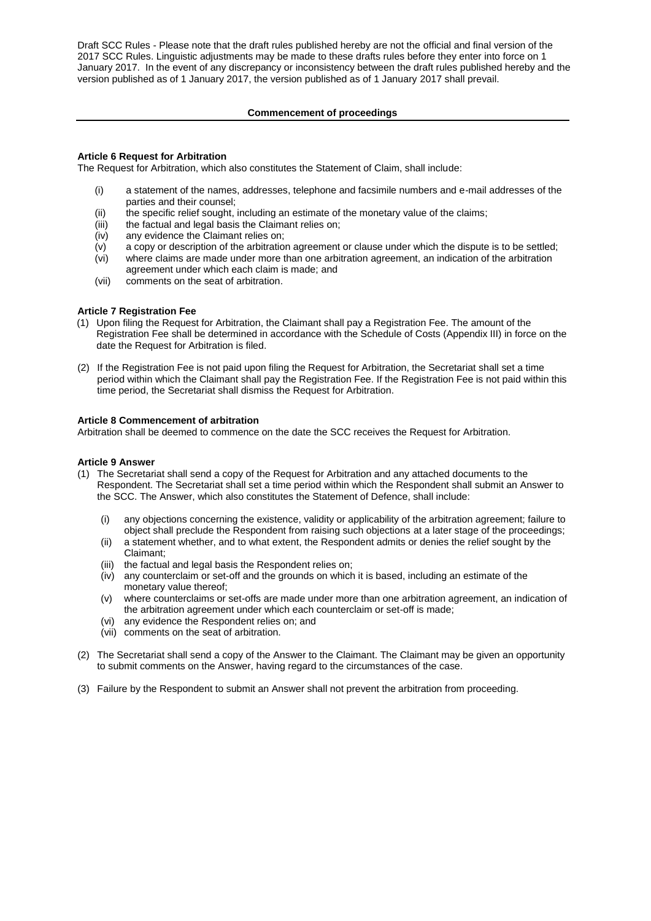Draft SCC Rules - Please note that the draft rules published hereby are not the official and final version of the 2017 SCC Rules. Linguistic adjustments may be made to these drafts rules before they enter into force on 1 January 2017. In the event of any discrepancy or inconsistency between the draft rules published hereby and the version published as of 1 January 2017, the version published as of 1 January 2017 shall prevail.

## Commencement of proceedings

### Article 6 Request for Arbitration

The Request for Arbitration, which also constitutes the Statement of Claim, shall include:

- (i) a statement of the names, addresses, telephone and facsimile numbers and e-mail addresses of the parties and their counsel;
- (ii) the specific relief sought, including an estimate of the monetary value of the claims;
- (iii) the factual and legal basis the Claimant relies on;
- (iv) any evidence the Claimant relies on;
- (v) a copy or description of the arbitration agreement or clause under which the dispute is to be settled;
- (vi) where claims are made under more than one arbitration agreement, an indication of the arbitration agreement under which each claim is made; and
- (vii) comments on the seat of arbitration.

### Article 7 Registration Fee

(1) Upon filing the Request for Arbitration, the Claimant shall pay a Registration Fee. The amount of the Registration Fee shall be determined in accordance with the Schedule of Costs (Appendix III) in force on the date the Request for Arbitration is filed.

(2) If the Registration Fee is not paid upon filing the Request for Arbitration, the Secretariat shall set a time period within which the Claimant shall pay the Registration Fee. If the Registration Fee is not paid within this time period, the Secretariat shall dismiss the Request for Arbitration.

### Article 8 Commencement of arbitration

Arbitration shall be deemed to commence on the date the SCC receives the Request for Arbitration.

### Article 9 Answer

(1) The Secretariat shall send a copy of the Request for Arbitration and any attached documents to the Respondent. The Secretariat shall set a time period within which the Respondent shall submit an Answer to the SCC. The Answer, which also constitutes the Statement of Defence, shall include:

- (i) any objections concerning the existence, validity or applicability of the arbitration agreement; failure to object shall preclude the Respondent from raising such objections at a later stage of the proceedings;
- (ii) a statement whether, and to what extent, the Respondent admits or denies the relief sought by the Claimant;
- (iii) the factual and legal basis the Respondent relies on;
- (iv) any counterclaim or set-off and the grounds on which it is based, including an estimate of the monetary value thereof;
- (v) where counterclaims or set-offs are made under more than one arbitration agreement, an indication of the arbitration agreement under which each counterclaim or set-off is made;
- (vi) any evidence the Respondent relies on; and
- (vii) comments on the seat of arbitration.

(2) The Secretariat shall send a copy of the Answer to the Claimant. The Claimant may be given an opportunity to submit comments on the Answer, having regard to the circumstances of the case.

(3) Failure by the Respondent to submit an Answer shall not prevent the arbitration from proceeding.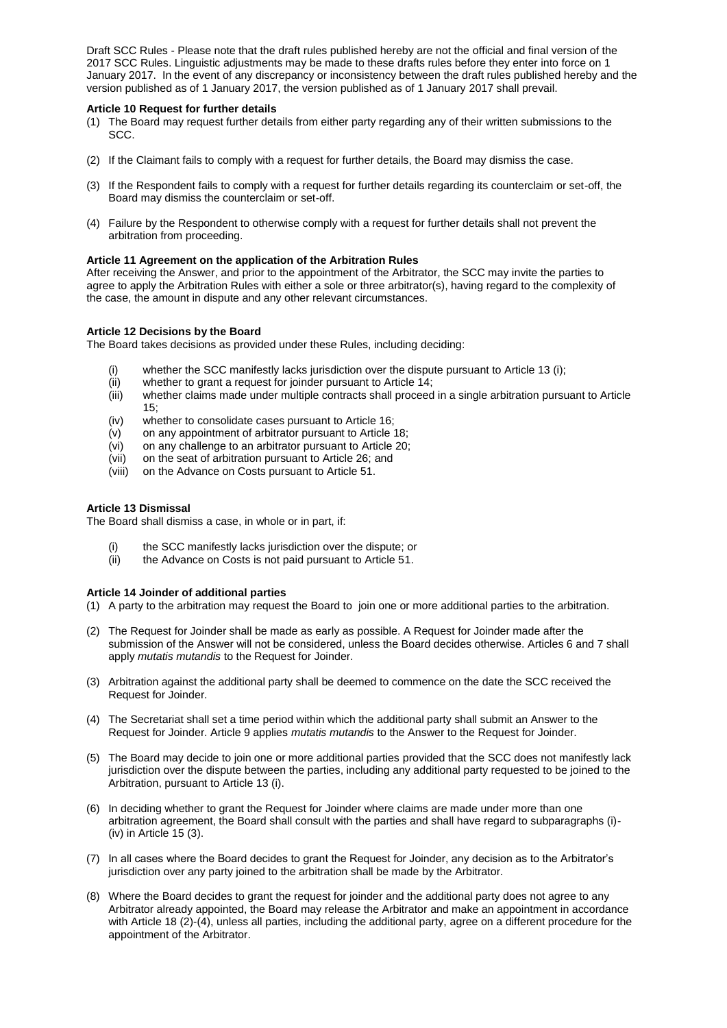Draft SCC Rules - Please note that the draft rules published hereby are not the official and final version of the 2017 SCC Rules. Linguistic adjustments may be made to these drafts rules before they enter into force on 1 January 2017. In the event of any discrepancy or inconsistency between the draft rules published hereby and the version published as of 1 January 2017, the version published as of 1 January 2017 shall prevail.

**Article 10 Request for further details**

(1) The Board may request further details from either party regarding any of their written submissions to the SCC.

(2) If the Claimant fails to comply with a request for further details, the Board may dismiss the case.

(3) If the Respondent fails to comply with a request for further details regarding its counterclaim or set-off, the Board may dismiss the counterclaim or set-off.

(4) Failure by the Respondent to otherwise comply with a request for further details shall not prevent the arbitration from proceeding.

**Article 11 Agreement on the application of the Arbitration Rules**

After receiving the Answer, and prior to the appointment of the Arbitrator, the SCC may invite the parties to agree to apply the Arbitration Rules with either a sole or three arbitrator(s), having regard to the complexity of the case, the amount in dispute and any other relevant circumstances.

**Article 12 Decisions by the Board**

The Board takes decisions as provided under these Rules, including deciding:

(i) whether the SCC manifestly lacks jurisdiction over the dispute pursuant to Article 13 (i);
(ii) whether to grant a request for joinder pursuant to Article 14;
(iii) whether claims made under multiple contracts shall proceed in a single arbitration pursuant to Article 15;
(iv) whether to consolidate cases pursuant to Article 16;
(v) on any appointment of arbitrator pursuant to Article 18;
(vi) on any challenge to an arbitrator pursuant to Article 20;
(vii) on the seat of arbitration pursuant to Article 26; and
(viii) on the Advance on Costs pursuant to Article 51.

**Article 13 Dismissal**

The Board shall dismiss a case, in whole or in part, if:

(i) the SCC manifestly lacks jurisdiction over the dispute; or
(ii) the Advance on Costs is not paid pursuant to Article 51.

**Article 14 Joinder of additional parties**

(1) A party to the arbitration may request the Board to join one or more additional parties to the arbitration.

(2) The Request for Joinder shall be made as early as possible. A Request for Joinder made after the submission of the Answer will not be considered, unless the Board decides otherwise. Articles 6 and 7 shall apply *mutatis mutandis* to the Request for Joinder.

(3) Arbitration against the additional party shall be deemed to commence on the date the SCC received the Request for Joinder.

(4) The Secretariat shall set a time period within which the additional party shall submit an Answer to the Request for Joinder. Article 9 applies *mutatis mutandis* to the Answer to the Request for Joinder.

(5) The Board may decide to join one or more additional parties provided that the SCC does not manifestly lack jurisdiction over the dispute between the parties, including any additional party requested to be joined to the Arbitration, pursuant to Article 13 (i).

(6) In deciding whether to grant the Request for Joinder where claims are made under more than one arbitration agreement, the Board shall consult with the parties and shall have regard to subparagraphs (i)-(iv) in Article 15 (3).

(7) In all cases where the Board decides to grant the Request for Joinder, any decision as to the Arbitrator's jurisdiction over any party joined to the arbitration shall be made by the Arbitrator.

(8) Where the Board decides to grant the request for joinder and the additional party does not agree to any Arbitrator already appointed, the Board may release the Arbitrator and make an appointment in accordance with Article 18 (2)-(4), unless all parties, including the additional party, agree on a different procedure for the appointment of the Arbitrator.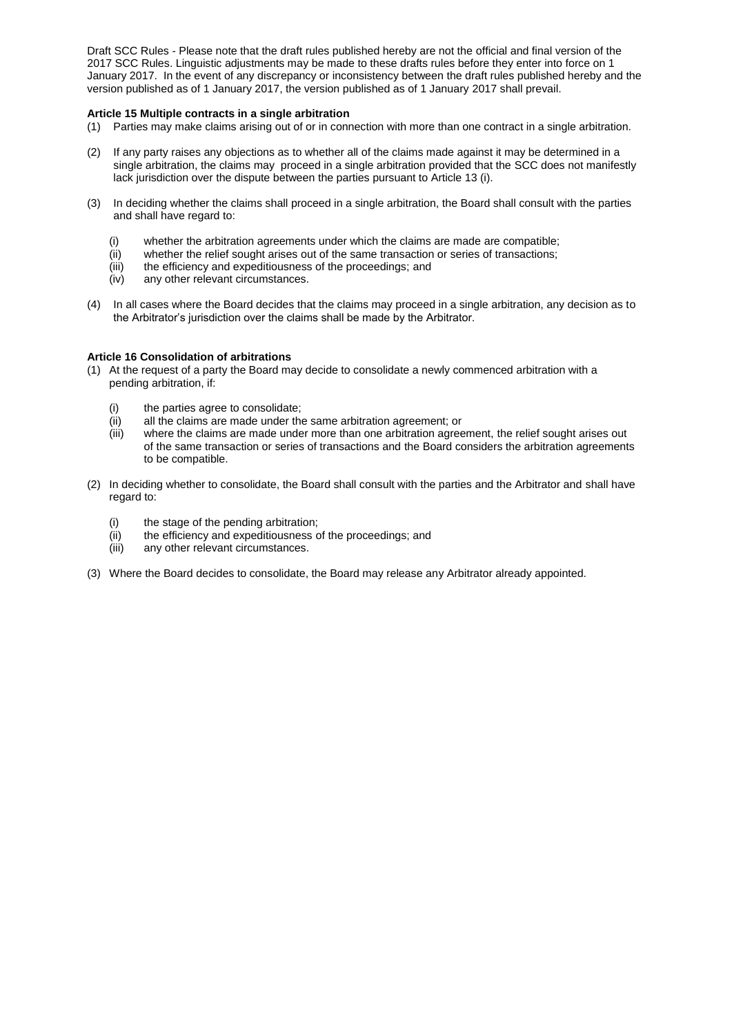Draft SCC Rules - Please note that the draft rules published hereby are not the official and final version of the 2017 SCC Rules. Linguistic adjustments may be made to these drafts rules before they enter into force on 1 January 2017. In the event of any discrepancy or inconsistency between the draft rules published hereby and the version published as of 1 January 2017, the version published as of 1 January 2017 shall prevail.

**Article 15 Multiple contracts in a single arbitration**

(1) Parties may make claims arising out of or in connection with more than one contract in a single arbitration.

(2) If any party raises any objections as to whether all of the claims made against it may be determined in a single arbitration, the claims may proceed in a single arbitration provided that the SCC does not manifestly lack jurisdiction over the dispute between the parties pursuant to Article 13 (i).

(3) In deciding whether the claims shall proceed in a single arbitration, the Board shall consult with the parties and shall have regard to:

- (i) whether the arbitration agreements under which the claims are made are compatible;
- (ii) whether the relief sought arises out of the same transaction or series of transactions;
- (iii) the efficiency and expeditiousness of the proceedings; and
- (iv) any other relevant circumstances.

(4) In all cases where the Board decides that the claims may proceed in a single arbitration, any decision as to the Arbitrator's jurisdiction over the claims shall be made by the Arbitrator.

**Article 16 Consolidation of arbitrations**

(1) At the request of a party the Board may decide to consolidate a newly commenced arbitration with a pending arbitration, if:

- (i) the parties agree to consolidate;
- (ii) all the claims are made under the same arbitration agreement; or
- (iii) where the claims are made under more than one arbitration agreement, the relief sought arises out of the same transaction or series of transactions and the Board considers the arbitration agreements to be compatible.

(2) In deciding whether to consolidate, the Board shall consult with the parties and the Arbitrator and shall have regard to:

- (i) the stage of the pending arbitration;
- (ii) the efficiency and expeditiousness of the proceedings; and
- (iii) any other relevant circumstances.

(3) Where the Board decides to consolidate, the Board may release any Arbitrator already appointed.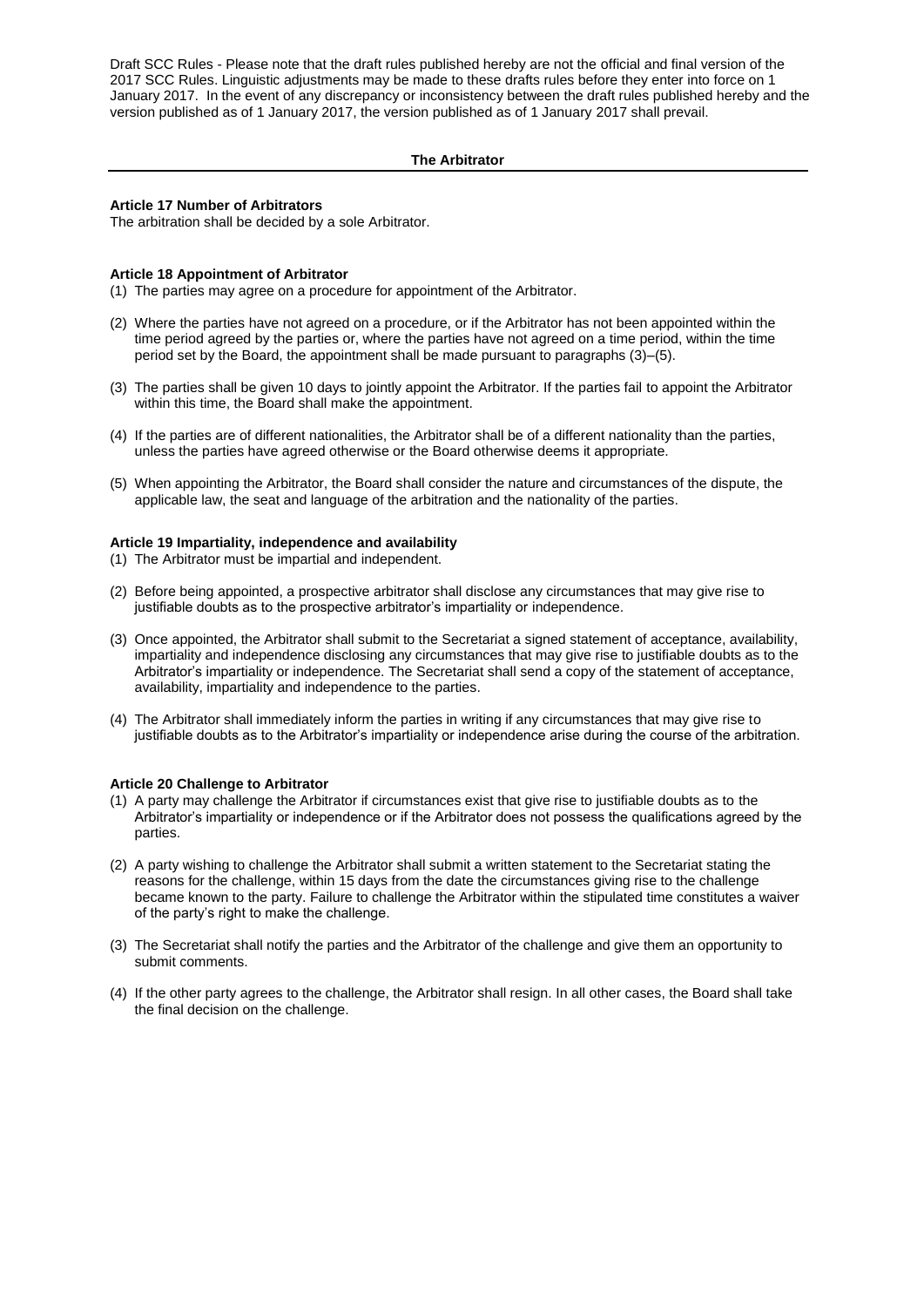Draft SCC Rules - Please note that the draft rules published hereby are not the official and final version of the 2017 SCC Rules. Linguistic adjustments may be made to these drafts rules before they enter into force on 1 January 2017. In the event of any discrepancy or inconsistency between the draft rules published hereby and the version published as of 1 January 2017, the version published as of 1 January 2017 shall prevail.

## The Arbitrator

### Article 17 Number of Arbitrators

The arbitration shall be decided by a sole Arbitrator.

### Article 18 Appointment of Arbitrator

(1) The parties may agree on a procedure for appointment of the Arbitrator.

(2) Where the parties have not agreed on a procedure, or if the Arbitrator has not been appointed within the time period agreed by the parties or, where the parties have not agreed on a time period, within the time period set by the Board, the appointment shall be made pursuant to paragraphs (3)–(5).

(3) The parties shall be given 10 days to jointly appoint the Arbitrator. If the parties fail to appoint the Arbitrator within this time, the Board shall make the appointment.

(4) If the parties are of different nationalities, the Arbitrator shall be of a different nationality than the parties, unless the parties have agreed otherwise or the Board otherwise deems it appropriate.

(5) When appointing the Arbitrator, the Board shall consider the nature and circumstances of the dispute, the applicable law, the seat and language of the arbitration and the nationality of the parties.

### Article 19 Impartiality, independence and availability

(1) The Arbitrator must be impartial and independent.

(2) Before being appointed, a prospective arbitrator shall disclose any circumstances that may give rise to justifiable doubts as to the prospective arbitrator's impartiality or independence.

(3) Once appointed, the Arbitrator shall submit to the Secretariat a signed statement of acceptance, availability, impartiality and independence disclosing any circumstances that may give rise to justifiable doubts as to the Arbitrator's impartiality or independence. The Secretariat shall send a copy of the statement of acceptance, availability, impartiality and independence to the parties.

(4) The Arbitrator shall immediately inform the parties in writing if any circumstances that may give rise to justifiable doubts as to the Arbitrator's impartiality or independence arise during the course of the arbitration.

### Article 20 Challenge to Arbitrator

(1) A party may challenge the Arbitrator if circumstances exist that give rise to justifiable doubts as to the Arbitrator's impartiality or independence or if the Arbitrator does not possess the qualifications agreed by the parties.

(2) A party wishing to challenge the Arbitrator shall submit a written statement to the Secretariat stating the reasons for the challenge, within 15 days from the date the circumstances giving rise to the challenge became known to the party. Failure to challenge the Arbitrator within the stipulated time constitutes a waiver of the party's right to make the challenge.

(3) The Secretariat shall notify the parties and the Arbitrator of the challenge and give them an opportunity to submit comments.

(4) If the other party agrees to the challenge, the Arbitrator shall resign. In all other cases, the Board shall take the final decision on the challenge.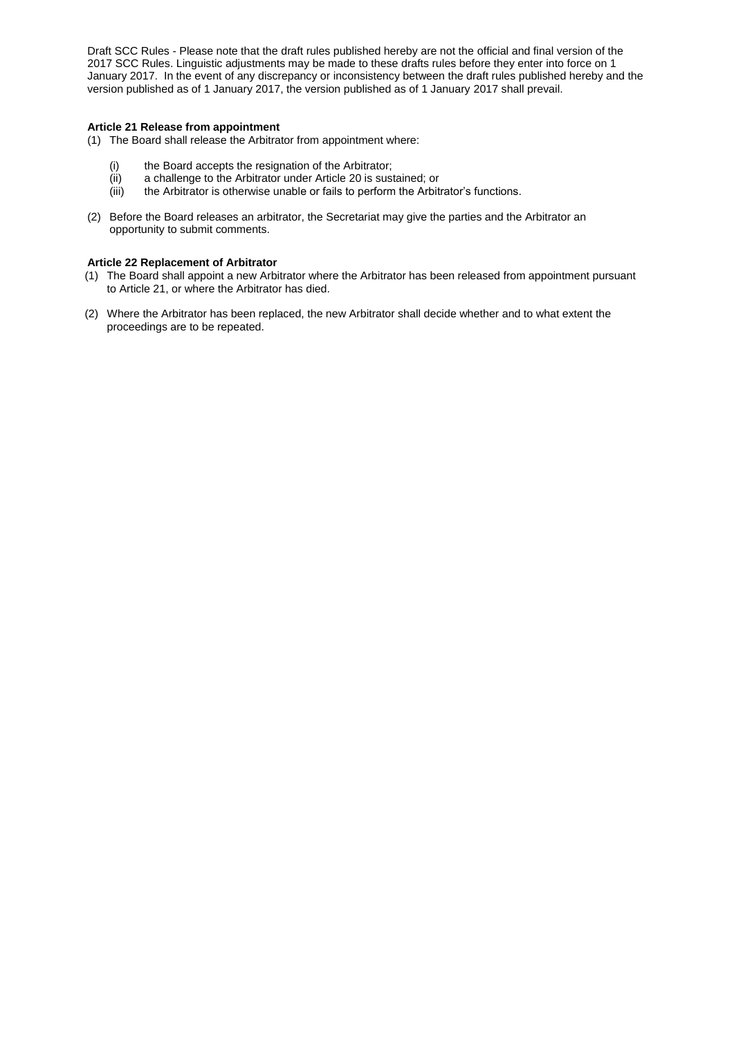Draft SCC Rules - Please note that the draft rules published hereby are not the official and final version of the 2017 SCC Rules. Linguistic adjustments may be made to these drafts rules before they enter into force on 1 January 2017. In the event of any discrepancy or inconsistency between the draft rules published hereby and the version published as of 1 January 2017, the version published as of 1 January 2017 shall prevail.

**Article 21 Release from appointment**

(1) The Board shall release the Arbitrator from appointment where:

- (i) the Board accepts the resignation of the Arbitrator;
- (ii) a challenge to the Arbitrator under Article 20 is sustained; or
- (iii) the Arbitrator is otherwise unable or fails to perform the Arbitrator's functions.

(2) Before the Board releases an arbitrator, the Secretariat may give the parties and the Arbitrator an opportunity to submit comments.

**Article 22 Replacement of Arbitrator**

(1) The Board shall appoint a new Arbitrator where the Arbitrator has been released from appointment pursuant to Article 21, or where the Arbitrator has died.

(2) Where the Arbitrator has been replaced, the new Arbitrator shall decide whether and to what extent the proceedings are to be repeated.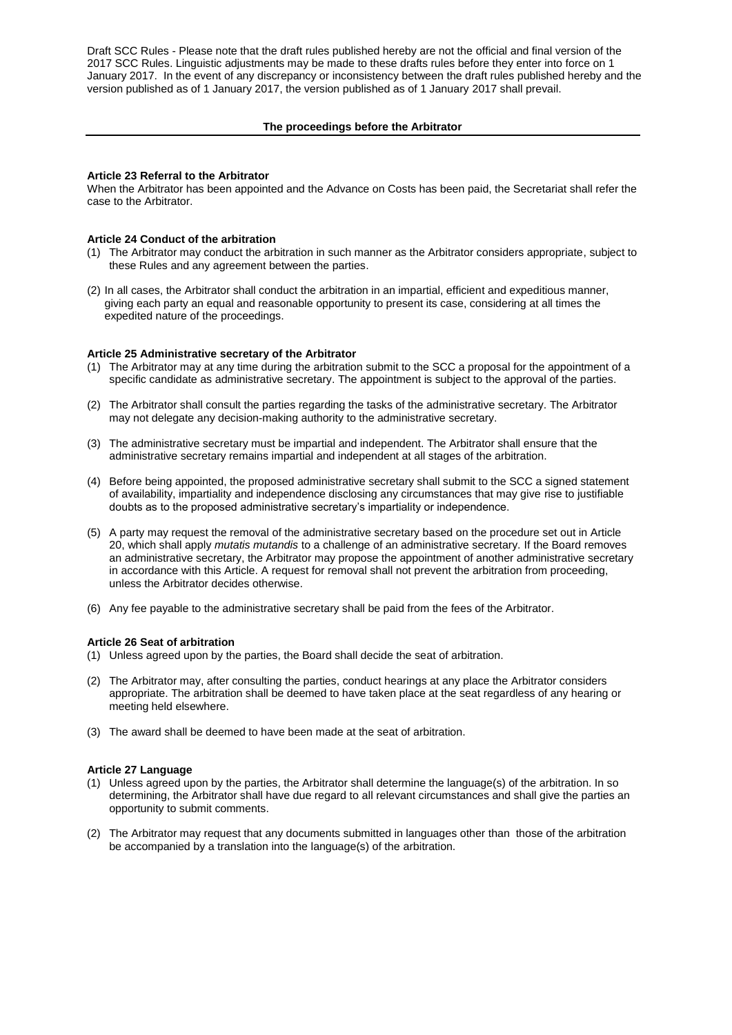Draft SCC Rules - Please note that the draft rules published hereby are not the official and final version of the 2017 SCC Rules. Linguistic adjustments may be made to these drafts rules before they enter into force on 1 January 2017. In the event of any discrepancy or inconsistency between the draft rules published hereby and the version published as of 1 January 2017, the version published as of 1 January 2017 shall prevail.

## The proceedings before the Arbitrator

**Article 23 Referral to the Arbitrator**

When the Arbitrator has been appointed and the Advance on Costs has been paid, the Secretariat shall refer the case to the Arbitrator.

**Article 24 Conduct of the arbitration**

(1) The Arbitrator may conduct the arbitration in such manner as the Arbitrator considers appropriate, subject to these Rules and any agreement between the parties.

(2) In all cases, the Arbitrator shall conduct the arbitration in an impartial, efficient and expeditious manner, giving each party an equal and reasonable opportunity to present its case, considering at all times the expedited nature of the proceedings.

**Article 25 Administrative secretary of the Arbitrator**

(1) The Arbitrator may at any time during the arbitration submit to the SCC a proposal for the appointment of a specific candidate as administrative secretary. The appointment is subject to the approval of the parties.

(2) The Arbitrator shall consult the parties regarding the tasks of the administrative secretary. The Arbitrator may not delegate any decision-making authority to the administrative secretary.

(3) The administrative secretary must be impartial and independent. The Arbitrator shall ensure that the administrative secretary remains impartial and independent at all stages of the arbitration.

(4) Before being appointed, the proposed administrative secretary shall submit to the SCC a signed statement of availability, impartiality and independence disclosing any circumstances that may give rise to justifiable doubts as to the proposed administrative secretary's impartiality or independence.

(5) A party may request the removal of the administrative secretary based on the procedure set out in Article 20, which shall apply *mutatis mutandis* to a challenge of an administrative secretary. If the Board removes an administrative secretary, the Arbitrator may propose the appointment of another administrative secretary in accordance with this Article. A request for removal shall not prevent the arbitration from proceeding, unless the Arbitrator decides otherwise.

(6) Any fee payable to the administrative secretary shall be paid from the fees of the Arbitrator.

**Article 26 Seat of arbitration**

(1) Unless agreed upon by the parties, the Board shall decide the seat of arbitration.

(2) The Arbitrator may, after consulting the parties, conduct hearings at any place the Arbitrator considers appropriate. The arbitration shall be deemed to have taken place at the seat regardless of any hearing or meeting held elsewhere.

(3) The award shall be deemed to have been made at the seat of arbitration.

**Article 27 Language**

(1) Unless agreed upon by the parties, the Arbitrator shall determine the language(s) of the arbitration. In so determining, the Arbitrator shall have due regard to all relevant circumstances and shall give the parties an opportunity to submit comments.

(2) The Arbitrator may request that any documents submitted in languages other than those of the arbitration be accompanied by a translation into the language(s) of the arbitration.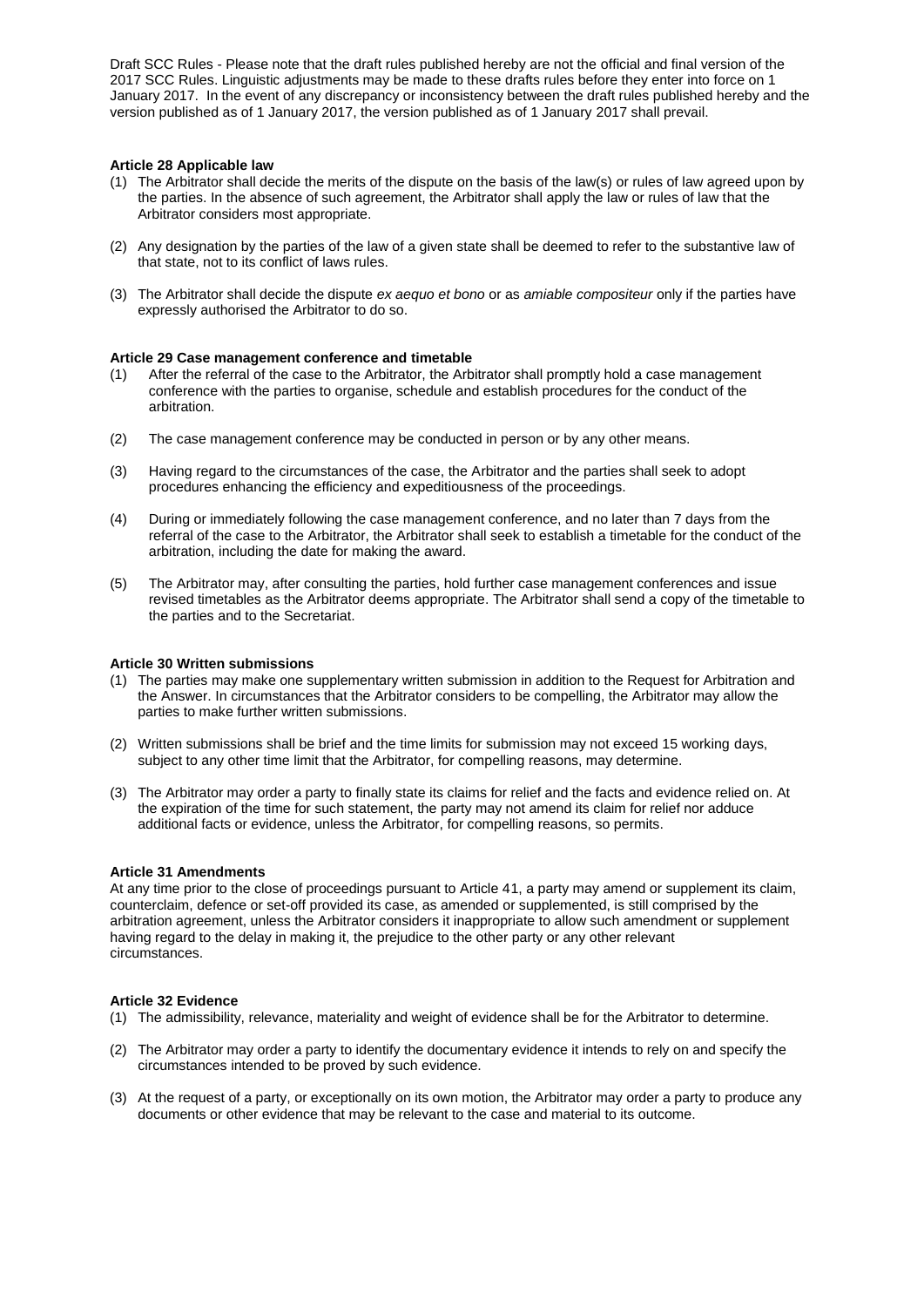Draft SCC Rules - Please note that the draft rules published hereby are not the official and final version of the 2017 SCC Rules. Linguistic adjustments may be made to these drafts rules before they enter into force on 1 January 2017. In the event of any discrepancy or inconsistency between the draft rules published hereby and the version published as of 1 January 2017, the version published as of 1 January 2017 shall prevail.

**Article 28 Applicable law**

(1) The Arbitrator shall decide the merits of the dispute on the basis of the law(s) or rules of law agreed upon by the parties. In the absence of such agreement, the Arbitrator shall apply the law or rules of law that the Arbitrator considers most appropriate.

(2) Any designation by the parties of the law of a given state shall be deemed to refer to the substantive law of that state, not to its conflict of laws rules.

(3) The Arbitrator shall decide the dispute *ex aequo et bono* or as *amiable compositeur* only if the parties have expressly authorised the Arbitrator to do so.

**Article 29 Case management conference and timetable**

(1) After the referral of the case to the Arbitrator, the Arbitrator shall promptly hold a case management conference with the parties to organise, schedule and establish procedures for the conduct of the arbitration.

(2) The case management conference may be conducted in person or by any other means.

(3) Having regard to the circumstances of the case, the Arbitrator and the parties shall seek to adopt procedures enhancing the efficiency and expeditiousness of the proceedings.

(4) During or immediately following the case management conference, and no later than 7 days from the referral of the case to the Arbitrator, the Arbitrator shall seek to establish a timetable for the conduct of the arbitration, including the date for making the award.

(5) The Arbitrator may, after consulting the parties, hold further case management conferences and issue revised timetables as the Arbitrator deems appropriate. The Arbitrator shall send a copy of the timetable to the parties and to the Secretariat.

**Article 30 Written submissions**

(1) The parties may make one supplementary written submission in addition to the Request for Arbitration and the Answer. In circumstances that the Arbitrator considers to be compelling, the Arbitrator may allow the parties to make further written submissions.

(2) Written submissions shall be brief and the time limits for submission may not exceed 15 working days, subject to any other time limit that the Arbitrator, for compelling reasons, may determine.

(3) The Arbitrator may order a party to finally state its claims for relief and the facts and evidence relied on. At the expiration of the time for such statement, the party may not amend its claim for relief nor adduce additional facts or evidence, unless the Arbitrator, for compelling reasons, so permits.

**Article 31 Amendments**

At any time prior to the close of proceedings pursuant to Article 41, a party may amend or supplement its claim, counterclaim, defence or set-off provided its case, as amended or supplemented, is still comprised by the arbitration agreement, unless the Arbitrator considers it inappropriate to allow such amendment or supplement having regard to the delay in making it, the prejudice to the other party or any other relevant circumstances.

**Article 32 Evidence**

(1) The admissibility, relevance, materiality and weight of evidence shall be for the Arbitrator to determine.

(2) The Arbitrator may order a party to identify the documentary evidence it intends to rely on and specify the circumstances intended to be proved by such evidence.

(3) At the request of a party, or exceptionally on its own motion, the Arbitrator may order a party to produce any documents or other evidence that may be relevant to the case and material to its outcome.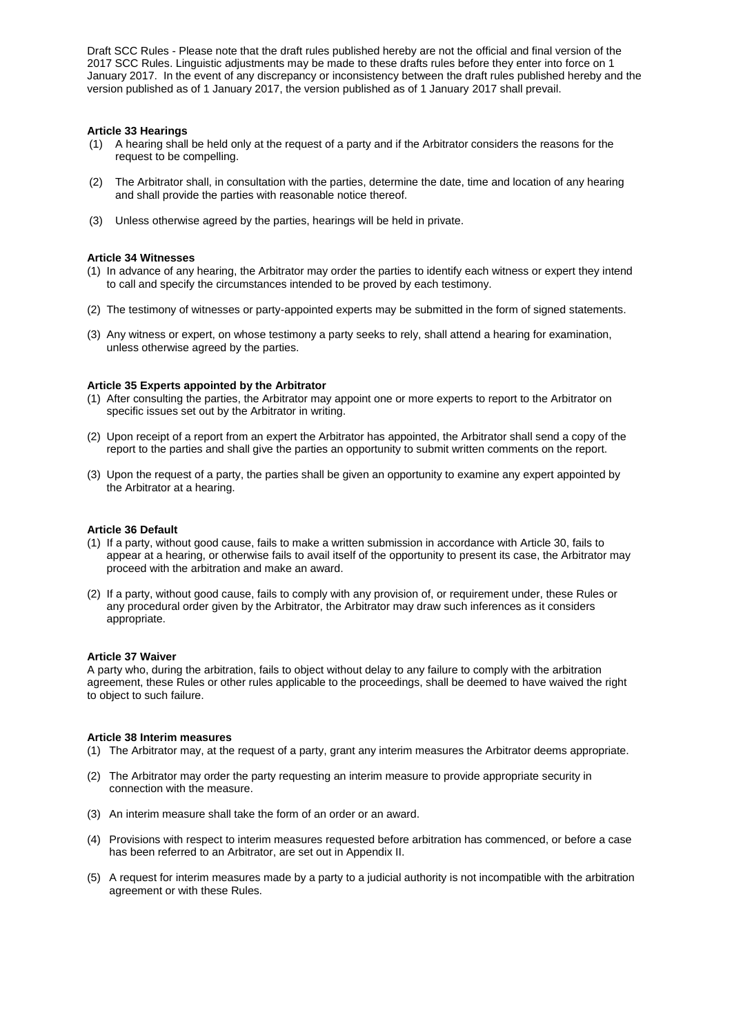Draft SCC Rules - Please note that the draft rules published hereby are not the official and final version of the 2017 SCC Rules. Linguistic adjustments may be made to these drafts rules before they enter into force on 1 January 2017. In the event of any discrepancy or inconsistency between the draft rules published hereby and the version published as of 1 January 2017, the version published as of 1 January 2017 shall prevail.

**Article 33 Hearings**

(1) A hearing shall be held only at the request of a party and if the Arbitrator considers the reasons for the request to be compelling.

(2) The Arbitrator shall, in consultation with the parties, determine the date, time and location of any hearing and shall provide the parties with reasonable notice thereof.

(3) Unless otherwise agreed by the parties, hearings will be held in private.

**Article 34 Witnesses**

(1) In advance of any hearing, the Arbitrator may order the parties to identify each witness or expert they intend to call and specify the circumstances intended to be proved by each testimony.

(2) The testimony of witnesses or party-appointed experts may be submitted in the form of signed statements.

(3) Any witness or expert, on whose testimony a party seeks to rely, shall attend a hearing for examination, unless otherwise agreed by the parties.

**Article 35 Experts appointed by the Arbitrator**

(1) After consulting the parties, the Arbitrator may appoint one or more experts to report to the Arbitrator on specific issues set out by the Arbitrator in writing.

(2) Upon receipt of a report from an expert the Arbitrator has appointed, the Arbitrator shall send a copy of the report to the parties and shall give the parties an opportunity to submit written comments on the report.

(3) Upon the request of a party, the parties shall be given an opportunity to examine any expert appointed by the Arbitrator at a hearing.

**Article 36 Default**

(1) If a party, without good cause, fails to make a written submission in accordance with Article 30, fails to appear at a hearing, or otherwise fails to avail itself of the opportunity to present its case, the Arbitrator may proceed with the arbitration and make an award.

(2) If a party, without good cause, fails to comply with any provision of, or requirement under, these Rules or any procedural order given by the Arbitrator, the Arbitrator may draw such inferences as it considers appropriate.

**Article 37 Waiver**

A party who, during the arbitration, fails to object without delay to any failure to comply with the arbitration agreement, these Rules or other rules applicable to the proceedings, shall be deemed to have waived the right to object to such failure.

**Article 38 Interim measures**

(1) The Arbitrator may, at the request of a party, grant any interim measures the Arbitrator deems appropriate.

(2) The Arbitrator may order the party requesting an interim measure to provide appropriate security in connection with the measure.

(3) An interim measure shall take the form of an order or an award.

(4) Provisions with respect to interim measures requested before arbitration has commenced, or before a case has been referred to an Arbitrator, are set out in Appendix II.

(5) A request for interim measures made by a party to a judicial authority is not incompatible with the arbitration agreement or with these Rules.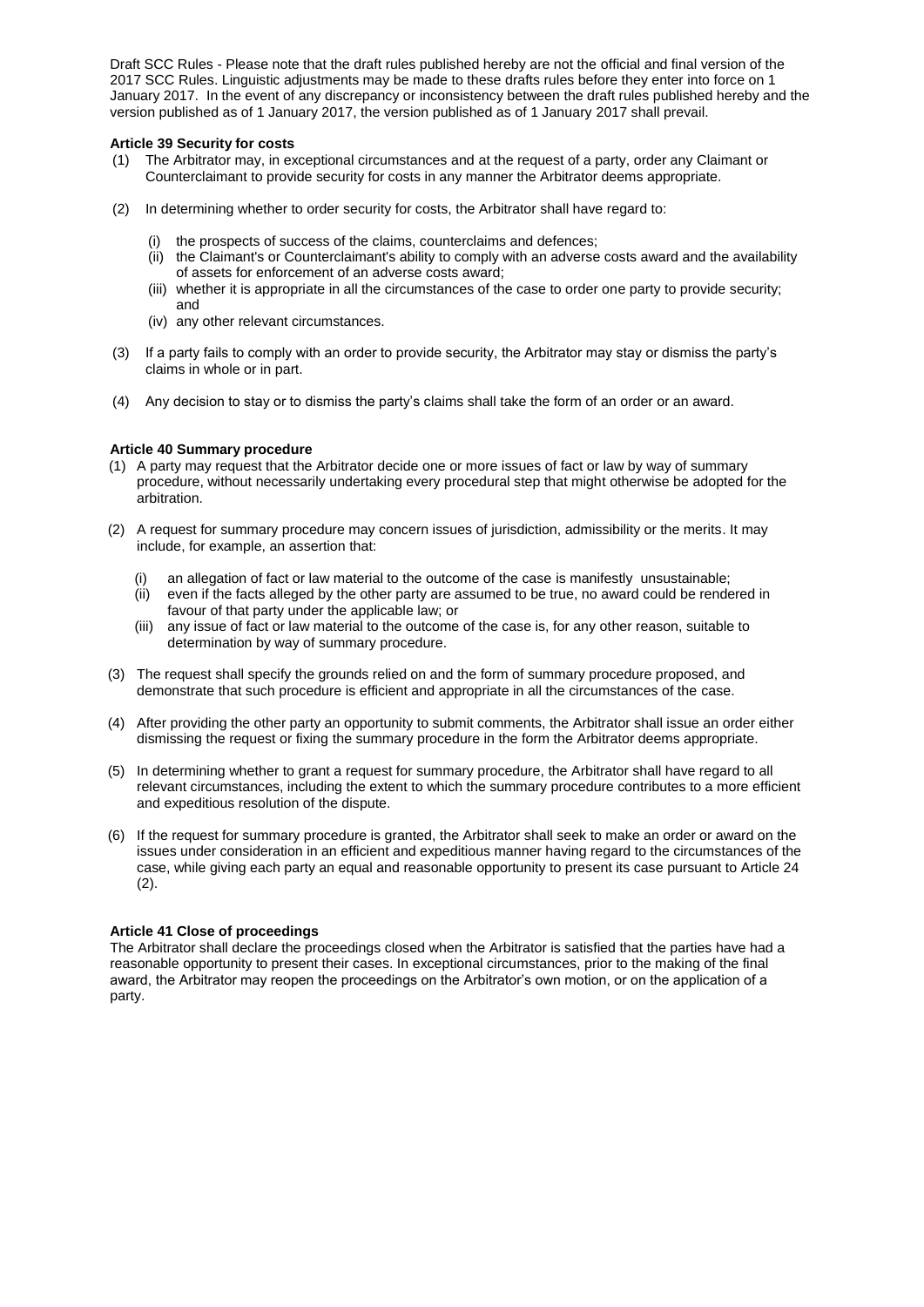Draft SCC Rules - Please note that the draft rules published hereby are not the official and final version of the 2017 SCC Rules. Linguistic adjustments may be made to these drafts rules before they enter into force on 1 January 2017. In the event of any discrepancy or inconsistency between the draft rules published hereby and the version published as of 1 January 2017, the version published as of 1 January 2017 shall prevail.

**Article 39 Security for costs**

(1) The Arbitrator may, in exceptional circumstances and at the request of a party, order any Claimant or Counterclaimant to provide security for costs in any manner the Arbitrator deems appropriate.

(2) In determining whether to order security for costs, the Arbitrator shall have regard to:

(i) the prospects of success of the claims, counterclaims and defences;
(ii) the Claimant's or Counterclaimant's ability to comply with an adverse costs award and the availability of assets for enforcement of an adverse costs award;
(iii) whether it is appropriate in all the circumstances of the case to order one party to provide security; and
(iv) any other relevant circumstances.

(3) If a party fails to comply with an order to provide security, the Arbitrator may stay or dismiss the party's claims in whole or in part.

(4) Any decision to stay or to dismiss the party's claims shall take the form of an order or an award.

**Article 40 Summary procedure**

(1) A party may request that the Arbitrator decide one or more issues of fact or law by way of summary procedure, without necessarily undertaking every procedural step that might otherwise be adopted for the arbitration.

(2) A request for summary procedure may concern issues of jurisdiction, admissibility or the merits. It may include, for example, an assertion that:

(i) an allegation of fact or law material to the outcome of the case is manifestly unsustainable;
(ii) even if the facts alleged by the other party are assumed to be true, no award could be rendered in favour of that party under the applicable law; or
(iii) any issue of fact or law material to the outcome of the case is, for any other reason, suitable to determination by way of summary procedure.

(3) The request shall specify the grounds relied on and the form of summary procedure proposed, and demonstrate that such procedure is efficient and appropriate in all the circumstances of the case.

(4) After providing the other party an opportunity to submit comments, the Arbitrator shall issue an order either dismissing the request or fixing the summary procedure in the form the Arbitrator deems appropriate.

(5) In determining whether to grant a request for summary procedure, the Arbitrator shall have regard to all relevant circumstances, including the extent to which the summary procedure contributes to a more efficient and expeditious resolution of the dispute.

(6) If the request for summary procedure is granted, the Arbitrator shall seek to make an order or award on the issues under consideration in an efficient and expeditious manner having regard to the circumstances of the case, while giving each party an equal and reasonable opportunity to present its case pursuant to Article 24 (2).

**Article 41 Close of proceedings**

The Arbitrator shall declare the proceedings closed when the Arbitrator is satisfied that the parties have had a reasonable opportunity to present their cases. In exceptional circumstances, prior to the making of the final award, the Arbitrator may reopen the proceedings on the Arbitrator's own motion, or on the application of a party.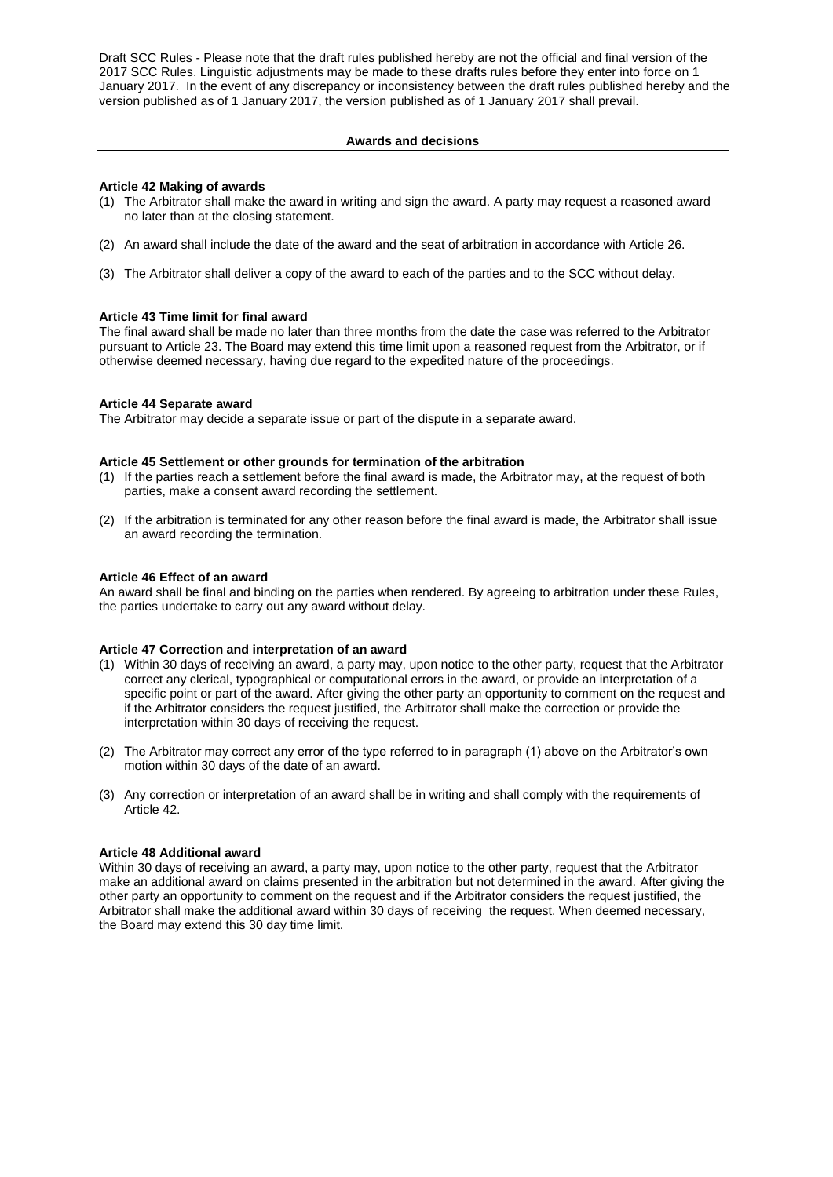Draft SCC Rules - Please note that the draft rules published hereby are not the official and final version of the 2017 SCC Rules. Linguistic adjustments may be made to these drafts rules before they enter into force on 1 January 2017. In the event of any discrepancy or inconsistency between the draft rules published hereby and the version published as of 1 January 2017, the version published as of 1 January 2017 shall prevail.

## Awards and decisions

### Article 42 Making of awards

(1) The Arbitrator shall make the award in writing and sign the award. A party may request a reasoned award no later than at the closing statement.

(2) An award shall include the date of the award and the seat of arbitration in accordance with Article 26.

(3) The Arbitrator shall deliver a copy of the award to each of the parties and to the SCC without delay.

### Article 43 Time limit for final award

The final award shall be made no later than three months from the date the case was referred to the Arbitrator pursuant to Article 23. The Board may extend this time limit upon a reasoned request from the Arbitrator, or if otherwise deemed necessary, having due regard to the expedited nature of the proceedings.

### Article 44 Separate award

The Arbitrator may decide a separate issue or part of the dispute in a separate award.

### Article 45 Settlement or other grounds for termination of the arbitration

(1) If the parties reach a settlement before the final award is made, the Arbitrator may, at the request of both parties, make a consent award recording the settlement.

(2) If the arbitration is terminated for any other reason before the final award is made, the Arbitrator shall issue an award recording the termination.

### Article 46 Effect of an award

An award shall be final and binding on the parties when rendered. By agreeing to arbitration under these Rules, the parties undertake to carry out any award without delay.

### Article 47 Correction and interpretation of an award

(1) Within 30 days of receiving an award, a party may, upon notice to the other party, request that the Arbitrator correct any clerical, typographical or computational errors in the award, or provide an interpretation of a specific point or part of the award. After giving the other party an opportunity to comment on the request and if the Arbitrator considers the request justified, the Arbitrator shall make the correction or provide the interpretation within 30 days of receiving the request.

(2) The Arbitrator may correct any error of the type referred to in paragraph (1) above on the Arbitrator's own motion within 30 days of the date of an award.

(3) Any correction or interpretation of an award shall be in writing and shall comply with the requirements of Article 42.

### Article 48 Additional award

Within 30 days of receiving an award, a party may, upon notice to the other party, request that the Arbitrator make an additional award on claims presented in the arbitration but not determined in the award. After giving the other party an opportunity to comment on the request and if the Arbitrator considers the request justified, the Arbitrator shall make the additional award within 30 days of receiving the request. When deemed necessary, the Board may extend this 30 day time limit.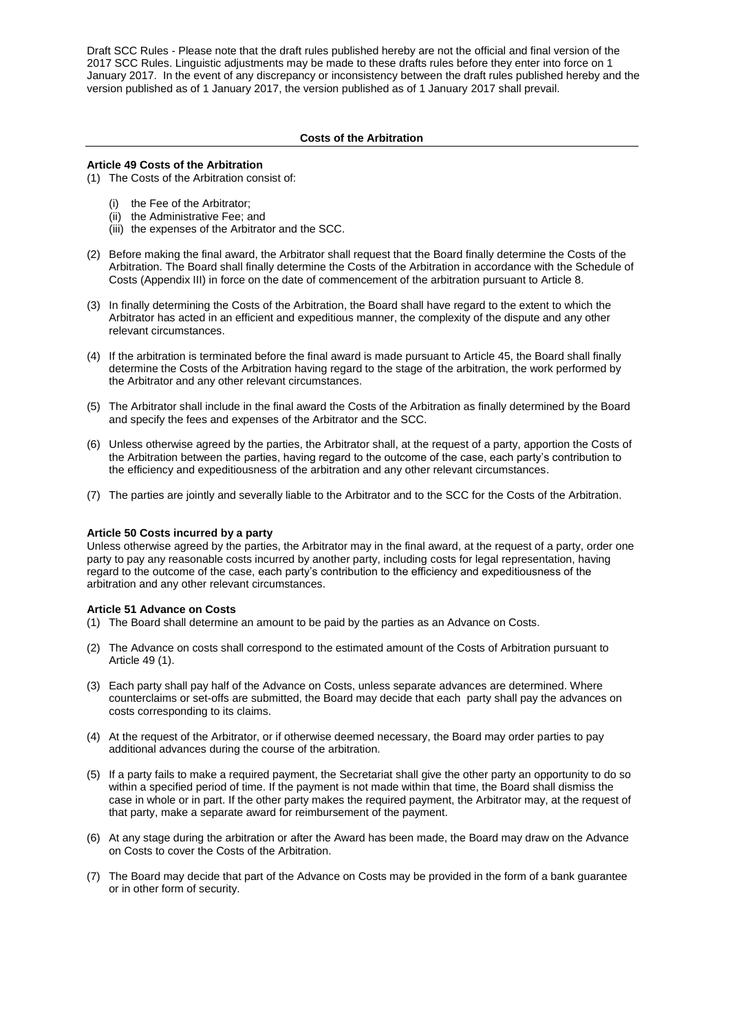Draft SCC Rules - Please note that the draft rules published hereby are not the official and final version of the 2017 SCC Rules. Linguistic adjustments may be made to these drafts rules before they enter into force on 1 January 2017. In the event of any discrepancy or inconsistency between the draft rules published hereby and the version published as of 1 January 2017, the version published as of 1 January 2017 shall prevail.

## Costs of the Arbitration

### Article 49 Costs of the Arbitration

(1) The Costs of the Arbitration consist of:

- (i) the Fee of the Arbitrator;
- (ii) the Administrative Fee; and
- (iii) the expenses of the Arbitrator and the SCC.

(2) Before making the final award, the Arbitrator shall request that the Board finally determine the Costs of the Arbitration. The Board shall finally determine the Costs of the Arbitration in accordance with the Schedule of Costs (Appendix III) in force on the date of commencement of the arbitration pursuant to Article 8.

(3) In finally determining the Costs of the Arbitration, the Board shall have regard to the extent to which the Arbitrator has acted in an efficient and expeditious manner, the complexity of the dispute and any other relevant circumstances.

(4) If the arbitration is terminated before the final award is made pursuant to Article 45, the Board shall finally determine the Costs of the Arbitration having regard to the stage of the arbitration, the work performed by the Arbitrator and any other relevant circumstances.

(5) The Arbitrator shall include in the final award the Costs of the Arbitration as finally determined by the Board and specify the fees and expenses of the Arbitrator and the SCC.

(6) Unless otherwise agreed by the parties, the Arbitrator shall, at the request of a party, apportion the Costs of the Arbitration between the parties, having regard to the outcome of the case, each party's contribution to the efficiency and expeditiousness of the arbitration and any other relevant circumstances.

(7) The parties are jointly and severally liable to the Arbitrator and to the SCC for the Costs of the Arbitration.

### Article 50 Costs incurred by a party

Unless otherwise agreed by the parties, the Arbitrator may in the final award, at the request of a party, order one party to pay any reasonable costs incurred by another party, including costs for legal representation, having regard to the outcome of the case, each party's contribution to the efficiency and expeditiousness of the arbitration and any other relevant circumstances.

### Article 51 Advance on Costs

(1) The Board shall determine an amount to be paid by the parties as an Advance on Costs.

(2) The Advance on costs shall correspond to the estimated amount of the Costs of Arbitration pursuant to Article 49 (1).

(3) Each party shall pay half of the Advance on Costs, unless separate advances are determined. Where counterclaims or set-offs are submitted, the Board may decide that each party shall pay the advances on costs corresponding to its claims.

(4) At the request of the Arbitrator, or if otherwise deemed necessary, the Board may order parties to pay additional advances during the course of the arbitration.

(5) If a party fails to make a required payment, the Secretariat shall give the other party an opportunity to do so within a specified period of time. If the payment is not made within that time, the Board shall dismiss the case in whole or in part. If the other party makes the required payment, the Arbitrator may, at the request of that party, make a separate award for reimbursement of the payment.

(6) At any stage during the arbitration or after the Award has been made, the Board may draw on the Advance on Costs to cover the Costs of the Arbitration.

(7) The Board may decide that part of the Advance on Costs may be provided in the form of a bank guarantee or in other form of security.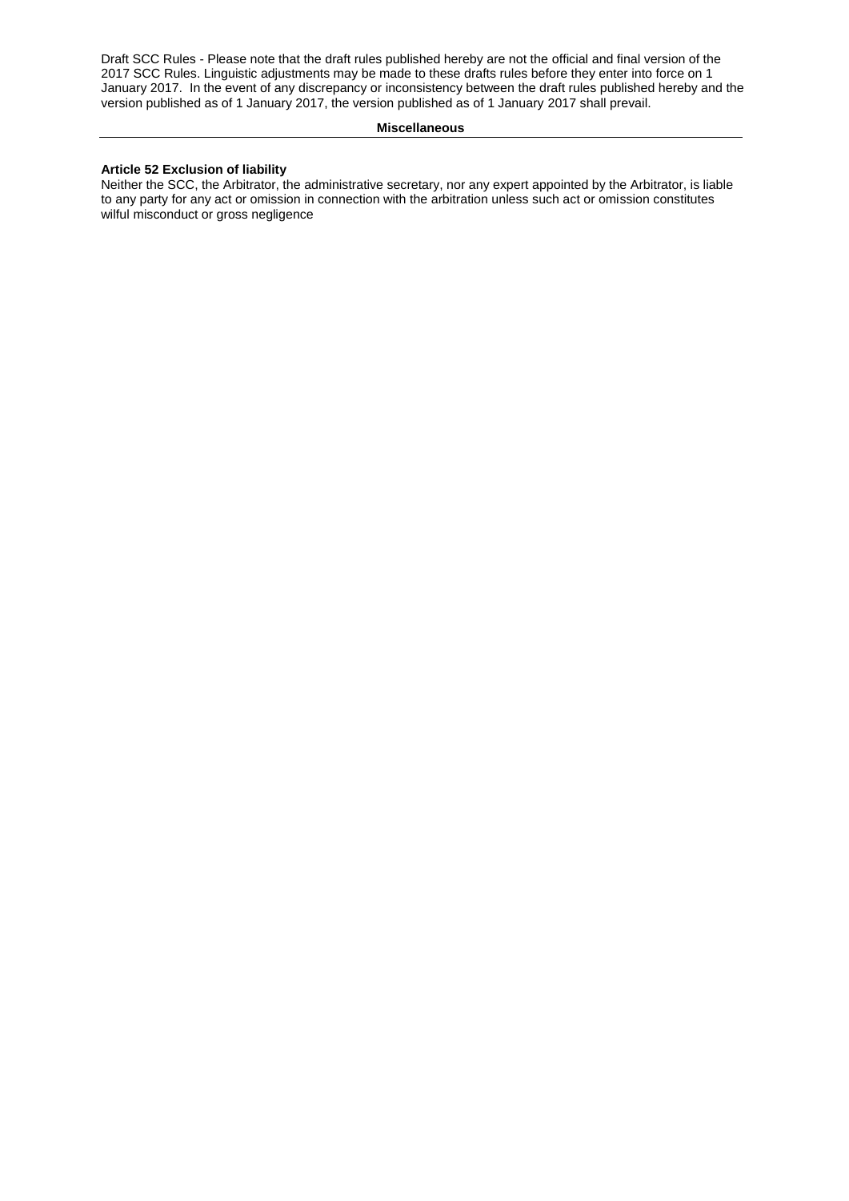## Miscellaneous

### Article 52 Exclusion of liability

Neither the SCC, the Arbitrator, the administrative secretary, nor any expert appointed by the Arbitrator, is liable to any party for any act or omission in connection with the arbitration unless such act or omission constitutes wilful misconduct or gross negligence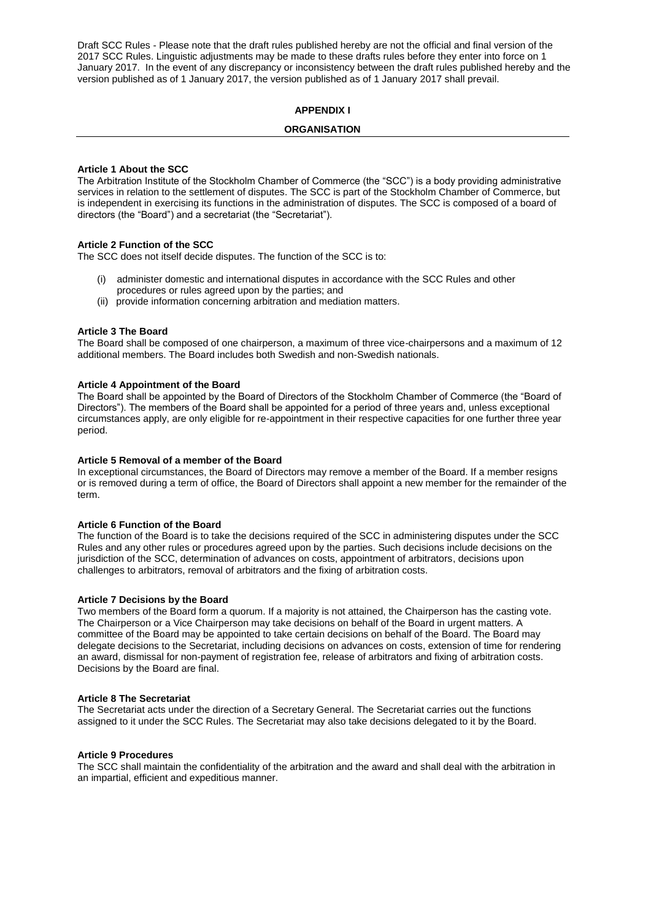Draft SCC Rules - Please note that the draft rules published hereby are not the official and final version of the 2017 SCC Rules. Linguistic adjustments may be made to these drafts rules before they enter into force on 1 January 2017. In the event of any discrepancy or inconsistency between the draft rules published hereby and the version published as of 1 January 2017, the version published as of 1 January 2017 shall prevail.

## APPENDIX I

## ORGANISATION

**Article 1 About the SCC**

The Arbitration Institute of the Stockholm Chamber of Commerce (the "SCC") is a body providing administrative services in relation to the settlement of disputes. The SCC is part of the Stockholm Chamber of Commerce, but is independent in exercising its functions in the administration of disputes. The SCC is composed of a board of directors (the "Board") and a secretariat (the "Secretariat").

**Article 2 Function of the SCC**

The SCC does not itself decide disputes. The function of the SCC is to:

(i) administer domestic and international disputes in accordance with the SCC Rules and other procedures or rules agreed upon by the parties; and

(ii) provide information concerning arbitration and mediation matters.

**Article 3 The Board**

The Board shall be composed of one chairperson, a maximum of three vice-chairpersons and a maximum of 12 additional members. The Board includes both Swedish and non-Swedish nationals.

**Article 4 Appointment of the Board**

The Board shall be appointed by the Board of Directors of the Stockholm Chamber of Commerce (the "Board of Directors"). The members of the Board shall be appointed for a period of three years and, unless exceptional circumstances apply, are only eligible for re-appointment in their respective capacities for one further three year period.

**Article 5 Removal of a member of the Board**

In exceptional circumstances, the Board of Directors may remove a member of the Board. If a member resigns or is removed during a term of office, the Board of Directors shall appoint a new member for the remainder of the term.

**Article 6 Function of the Board**

The function of the Board is to take the decisions required of the SCC in administering disputes under the SCC Rules and any other rules or procedures agreed upon by the parties. Such decisions include decisions on the jurisdiction of the SCC, determination of advances on costs, appointment of arbitrators, decisions upon challenges to arbitrators, removal of arbitrators and the fixing of arbitration costs.

**Article 7 Decisions by the Board**

Two members of the Board form a quorum. If a majority is not attained, the Chairperson has the casting vote. The Chairperson or a Vice Chairperson may take decisions on behalf of the Board in urgent matters. A committee of the Board may be appointed to take certain decisions on behalf of the Board. The Board may delegate decisions to the Secretariat, including decisions on advances on costs, extension of time for rendering an award, dismissal for non-payment of registration fee, release of arbitrators and fixing of arbitration costs. Decisions by the Board are final.

**Article 8 The Secretariat**

The Secretariat acts under the direction of a Secretary General. The Secretariat carries out the functions assigned to it under the SCC Rules. The Secretariat may also take decisions delegated to it by the Board.

**Article 9 Procedures**

The SCC shall maintain the confidentiality of the arbitration and the award and shall deal with the arbitration in an impartial, efficient and expeditious manner.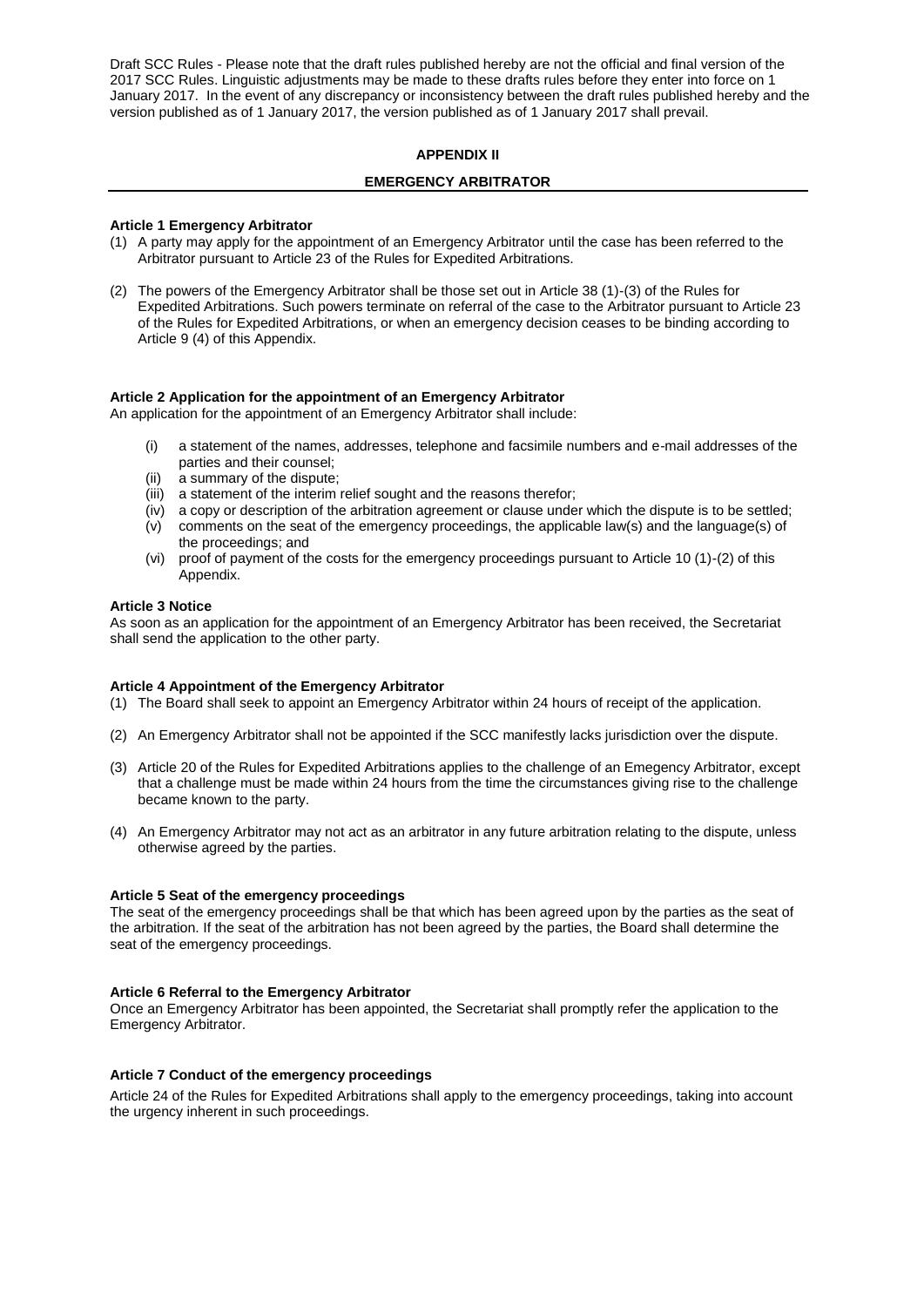Draft SCC Rules - Please note that the draft rules published hereby are not the official and final version of the 2017 SCC Rules. Linguistic adjustments may be made to these drafts rules before they enter into force on 1 January 2017. In the event of any discrepancy or inconsistency between the draft rules published hereby and the version published as of 1 January 2017, the version published as of 1 January 2017 shall prevail.

## APPENDIX II

## EMERGENCY ARBITRATOR

**Article 1 Emergency Arbitrator**

(1) A party may apply for the appointment of an Emergency Arbitrator until the case has been referred to the Arbitrator pursuant to Article 23 of the Rules for Expedited Arbitrations.

(2) The powers of the Emergency Arbitrator shall be those set out in Article 38 (1)-(3) of the Rules for Expedited Arbitrations. Such powers terminate on referral of the case to the Arbitrator pursuant to Article 23 of the Rules for Expedited Arbitrations, or when an emergency decision ceases to be binding according to Article 9 (4) of this Appendix.

**Article 2 Application for the appointment of an Emergency Arbitrator**

An application for the appointment of an Emergency Arbitrator shall include:

(i) a statement of the names, addresses, telephone and facsimile numbers and e-mail addresses of the parties and their counsel;
(ii) a summary of the dispute;
(iii) a statement of the interim relief sought and the reasons therefor;
(iv) a copy or description of the arbitration agreement or clause under which the dispute is to be settled;
(v) comments on the seat of the emergency proceedings, the applicable law(s) and the language(s) of the proceedings; and
(vi) proof of payment of the costs for the emergency proceedings pursuant to Article 10 (1)-(2) of this Appendix.

**Article 3 Notice**

As soon as an application for the appointment of an Emergency Arbitrator has been received, the Secretariat shall send the application to the other party.

**Article 4 Appointment of the Emergency Arbitrator**

(1) The Board shall seek to appoint an Emergency Arbitrator within 24 hours of receipt of the application.

(2) An Emergency Arbitrator shall not be appointed if the SCC manifestly lacks jurisdiction over the dispute.

(3) Article 20 of the Rules for Expedited Arbitrations applies to the challenge of an Emegency Arbitrator, except that a challenge must be made within 24 hours from the time the circumstances giving rise to the challenge became known to the party.

(4) An Emergency Arbitrator may not act as an arbitrator in any future arbitration relating to the dispute, unless otherwise agreed by the parties.

**Article 5 Seat of the emergency proceedings**

The seat of the emergency proceedings shall be that which has been agreed upon by the parties as the seat of the arbitration. If the seat of the arbitration has not been agreed by the parties, the Board shall determine the seat of the emergency proceedings.

**Article 6 Referral to the Emergency Arbitrator**

Once an Emergency Arbitrator has been appointed, the Secretariat shall promptly refer the application to the Emergency Arbitrator.

**Article 7 Conduct of the emergency proceedings**

Article 24 of the Rules for Expedited Arbitrations shall apply to the emergency proceedings, taking into account the urgency inherent in such proceedings.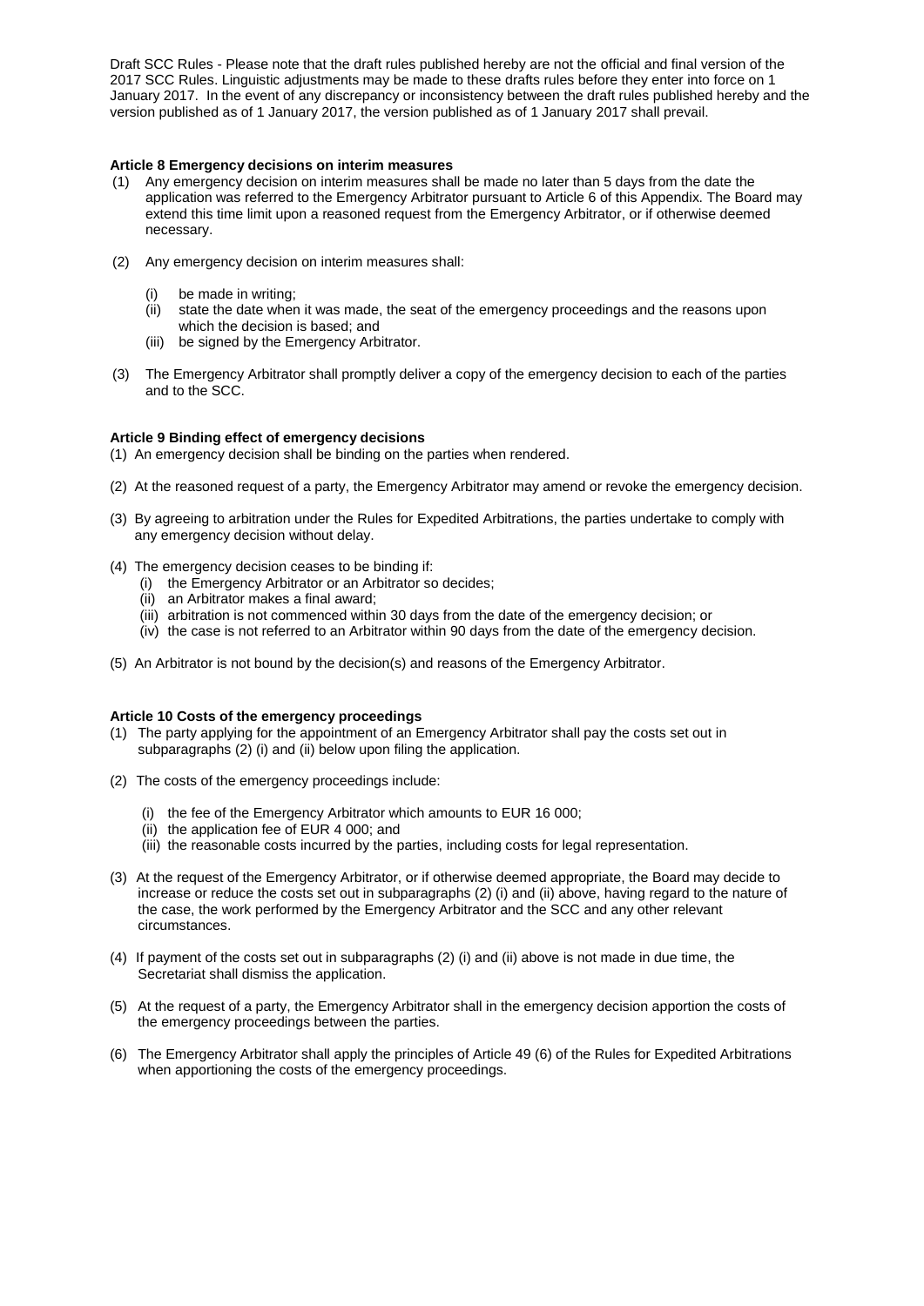Draft SCC Rules - Please note that the draft rules published hereby are not the official and final version of the 2017 SCC Rules. Linguistic adjustments may be made to these drafts rules before they enter into force on 1 January 2017. In the event of any discrepancy or inconsistency between the draft rules published hereby and the version published as of 1 January 2017, the version published as of 1 January 2017 shall prevail.

**Article 8 Emergency decisions on interim measures**

(1) Any emergency decision on interim measures shall be made no later than 5 days from the date the application was referred to the Emergency Arbitrator pursuant to Article 6 of this Appendix. The Board may extend this time limit upon a reasoned request from the Emergency Arbitrator, or if otherwise deemed necessary.

(2) Any emergency decision on interim measures shall:

- (i) be made in writing;
- (ii) state the date when it was made, the seat of the emergency proceedings and the reasons upon which the decision is based; and
- (iii) be signed by the Emergency Arbitrator.

(3) The Emergency Arbitrator shall promptly deliver a copy of the emergency decision to each of the parties and to the SCC.

**Article 9 Binding effect of emergency decisions**

(1) An emergency decision shall be binding on the parties when rendered.

(2) At the reasoned request of a party, the Emergency Arbitrator may amend or revoke the emergency decision.

(3) By agreeing to arbitration under the Rules for Expedited Arbitrations, the parties undertake to comply with any emergency decision without delay.

(4) The emergency decision ceases to be binding if:

- (i) the Emergency Arbitrator or an Arbitrator so decides;
- (ii) an Arbitrator makes a final award;
- (iii) arbitration is not commenced within 30 days from the date of the emergency decision; or
- (iv) the case is not referred to an Arbitrator within 90 days from the date of the emergency decision.

(5) An Arbitrator is not bound by the decision(s) and reasons of the Emergency Arbitrator.

**Article 10 Costs of the emergency proceedings**

(1) The party applying for the appointment of an Emergency Arbitrator shall pay the costs set out in subparagraphs (2) (i) and (ii) below upon filing the application.

(2) The costs of the emergency proceedings include:

- (i) the fee of the Emergency Arbitrator which amounts to EUR 16 000;
- (ii) the application fee of EUR 4 000; and
- (iii) the reasonable costs incurred by the parties, including costs for legal representation.

(3) At the request of the Emergency Arbitrator, or if otherwise deemed appropriate, the Board may decide to increase or reduce the costs set out in subparagraphs (2) (i) and (ii) above, having regard to the nature of the case, the work performed by the Emergency Arbitrator and the SCC and any other relevant circumstances.

(4) If payment of the costs set out in subparagraphs (2) (i) and (ii) above is not made in due time, the Secretariat shall dismiss the application.

(5) At the request of a party, the Emergency Arbitrator shall in the emergency decision apportion the costs of the emergency proceedings between the parties.

(6) The Emergency Arbitrator shall apply the principles of Article 49 (6) of the Rules for Expedited Arbitrations when apportioning the costs of the emergency proceedings.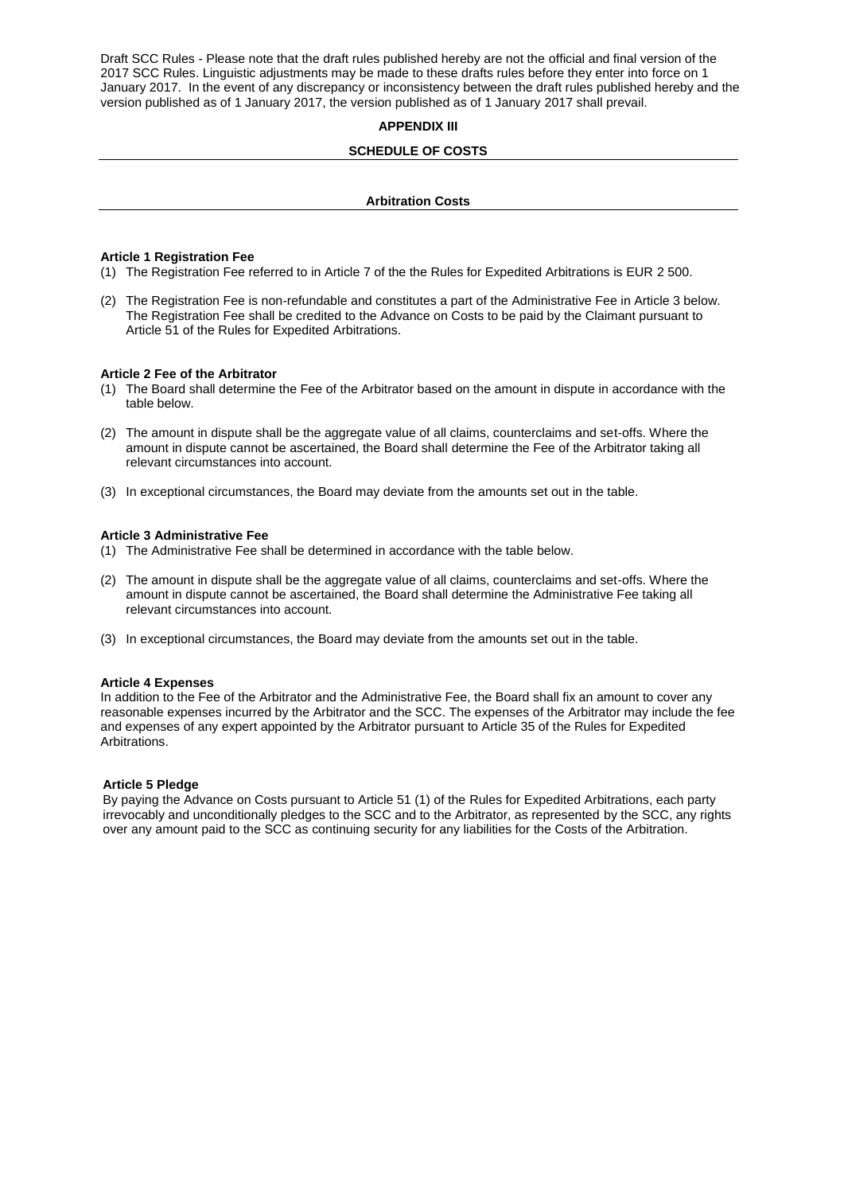Draft SCC Rules - Please note that the draft rules published hereby are not the official and final version of the 2017 SCC Rules. Linguistic adjustments may be made to these drafts rules before they enter into force on 1 January 2017. In the event of any discrepancy or inconsistency between the draft rules published hereby and the version published as of 1 January 2017, the version published as of 1 January 2017 shall prevail.

# APPENDIX III

## SCHEDULE OF COSTS

### Arbitration Costs

**Article 1 Registration Fee**

(1) The Registration Fee referred to in Article 7 of the the Rules for Expedited Arbitrations is EUR 2 500.

(2) The Registration Fee is non-refundable and constitutes a part of the Administrative Fee in Article 3 below. The Registration Fee shall be credited to the Advance on Costs to be paid by the Claimant pursuant to Article 51 of the Rules for Expedited Arbitrations.

**Article 2 Fee of the Arbitrator**

(1) The Board shall determine the Fee of the Arbitrator based on the amount in dispute in accordance with the table below.

(2) The amount in dispute shall be the aggregate value of all claims, counterclaims and set-offs. Where the amount in dispute cannot be ascertained, the Board shall determine the Fee of the Arbitrator taking all relevant circumstances into account.

(3) In exceptional circumstances, the Board may deviate from the amounts set out in the table.

**Article 3 Administrative Fee**

(1) The Administrative Fee shall be determined in accordance with the table below.

(2) The amount in dispute shall be the aggregate value of all claims, counterclaims and set-offs. Where the amount in dispute cannot be ascertained, the Board shall determine the Administrative Fee taking all relevant circumstances into account.

(3) In exceptional circumstances, the Board may deviate from the amounts set out in the table.

**Article 4 Expenses**

In addition to the Fee of the Arbitrator and the Administrative Fee, the Board shall fix an amount to cover any reasonable expenses incurred by the Arbitrator and the SCC. The expenses of the Arbitrator may include the fee and expenses of any expert appointed by the Arbitrator pursuant to Article 35 of the Rules for Expedited Arbitrations.

**Article 5 Pledge**

By paying the Advance on Costs pursuant to Article 51 (1) of the Rules for Expedited Arbitrations, each party irrevocably and unconditionally pledges to the SCC and to the Arbitrator, as represented by the SCC, any rights over any amount paid to the SCC as continuing security for any liabilities for the Costs of the Arbitration.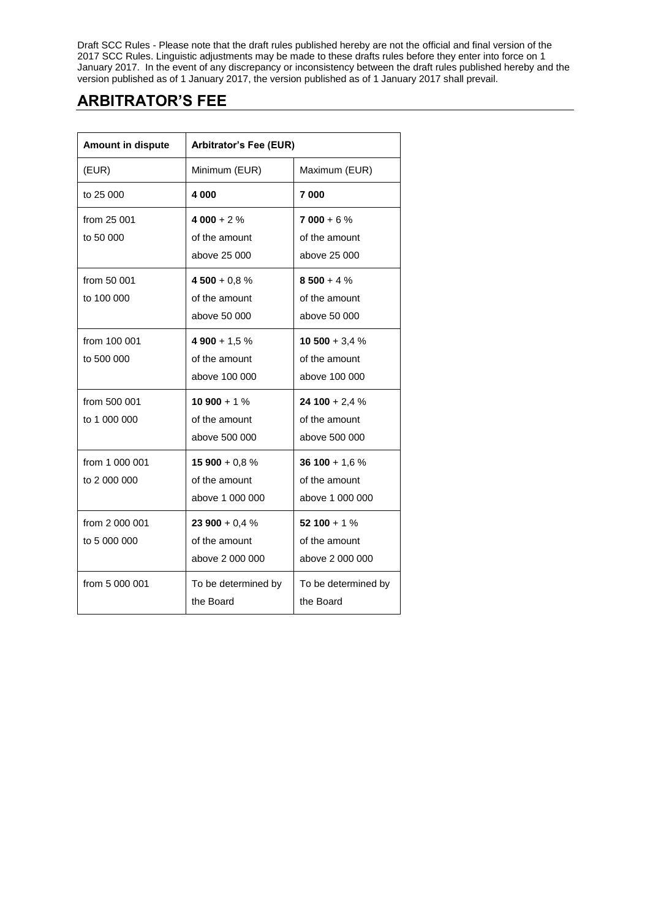Draft SCC Rules - Please note that the draft rules published hereby are not the official and final version of the 2017 SCC Rules. Linguistic adjustments may be made to these drafts rules before they enter into force on 1 January 2017. In the event of any discrepancy or inconsistency between the draft rules published hereby and the version published as of 1 January 2017, the version published as of 1 January 2017 shall prevail.

## ARBITRATOR'S FEE

| **Amount in dispute** | **Arbitrator's Fee (EUR)** | |
|---|---|---|
| (EUR) | Minimum (EUR) | Maximum (EUR) |
| to 25 000 | **4 000** | **7 000** |
| from 25 001 to 50 000 | **4 000** + 2 % of the amount above 25 000 | **7 000** + 6 % of the amount above 25 000 |
| from 50 001 to 100 000 | **4 500** + 0,8 % of the amount above 50 000 | **8 500** + 4 % of the amount above 50 000 |
| from 100 001 to 500 000 | **4 900** + 1,5 % of the amount above 100 000 | **10 500** + 3,4 % of the amount above 100 000 |
| from 500 001 to 1 000 000 | **10 900** + 1 % of the amount above 500 000 | **24 100** + 2,4 % of the amount above 500 000 |
| from 1 000 001 to 2 000 000 | **15 900** + 0,8 % of the amount above 1 000 000 | **36 100** + 1,6 % of the amount above 1 000 000 |
| from 2 000 001 to 5 000 000 | **23 900** + 0,4 % of the amount above 2 000 000 | **52 100** + 1 % of the amount above 2 000 000 |
| from 5 000 001 | To be determined by the Board | To be determined by the Board |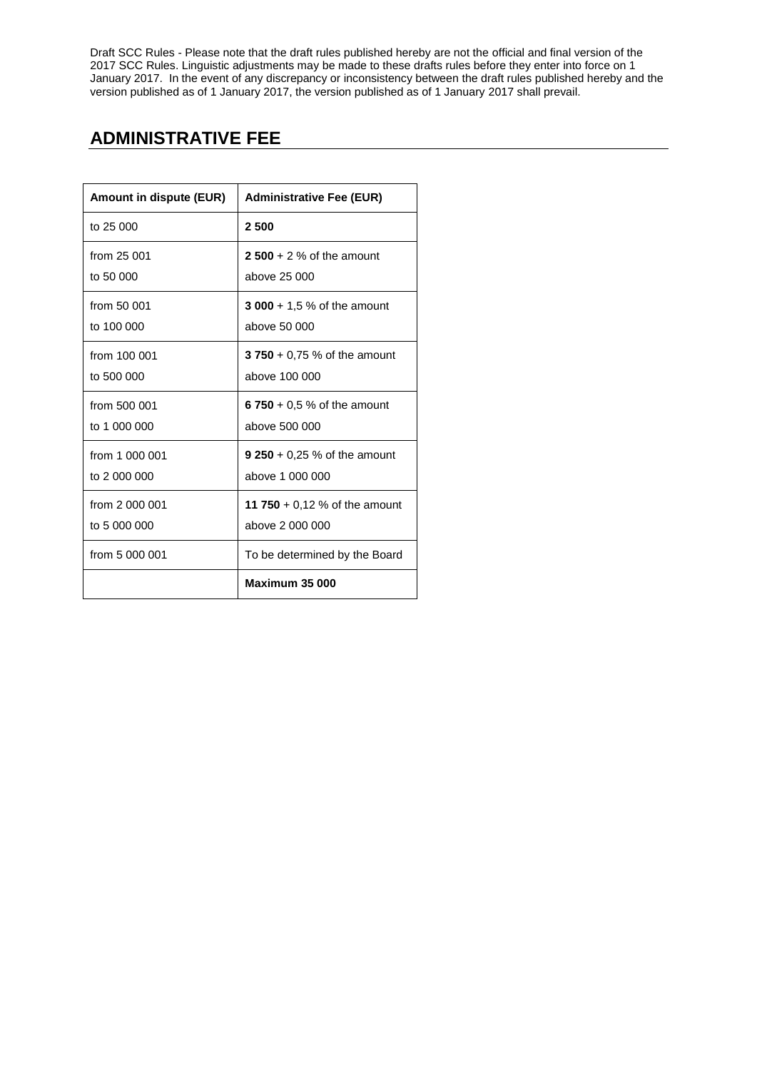Draft SCC Rules - Please note that the draft rules published hereby are not the official and final version of the 2017 SCC Rules. Linguistic adjustments may be made to these drafts rules before they enter into force on 1 January 2017. In the event of any discrepancy or inconsistency between the draft rules published hereby and the version published as of 1 January 2017, the version published as of 1 January 2017 shall prevail.

## ADMINISTRATIVE FEE

| Amount in dispute (EUR) | Administrative Fee (EUR) |
|---|---|
| to 25 000 | **2 500** |
| from 25 001<br>to 50 000 | **2 500** + 2 % of the amount<br>above 25 000 |
| from 50 001<br>to 100 000 | **3 000** + 1,5 % of the amount<br>above 50 000 |
| from 100 001<br>to 500 000 | **3 750** + 0,75 % of the amount<br>above 100 000 |
| from 500 001<br>to 1 000 000 | **6 750** + 0,5 % of the amount<br>above 500 000 |
| from 1 000 001<br>to 2 000 000 | **9 250** + 0,25 % of the amount<br>above 1 000 000 |
| from 2 000 001<br>to 5 000 000 | **11 750** + 0,12 % of the amount<br>above 2 000 000 |
| from 5 000 001 | To be determined by the Board |
| | **Maximum 35 000** |